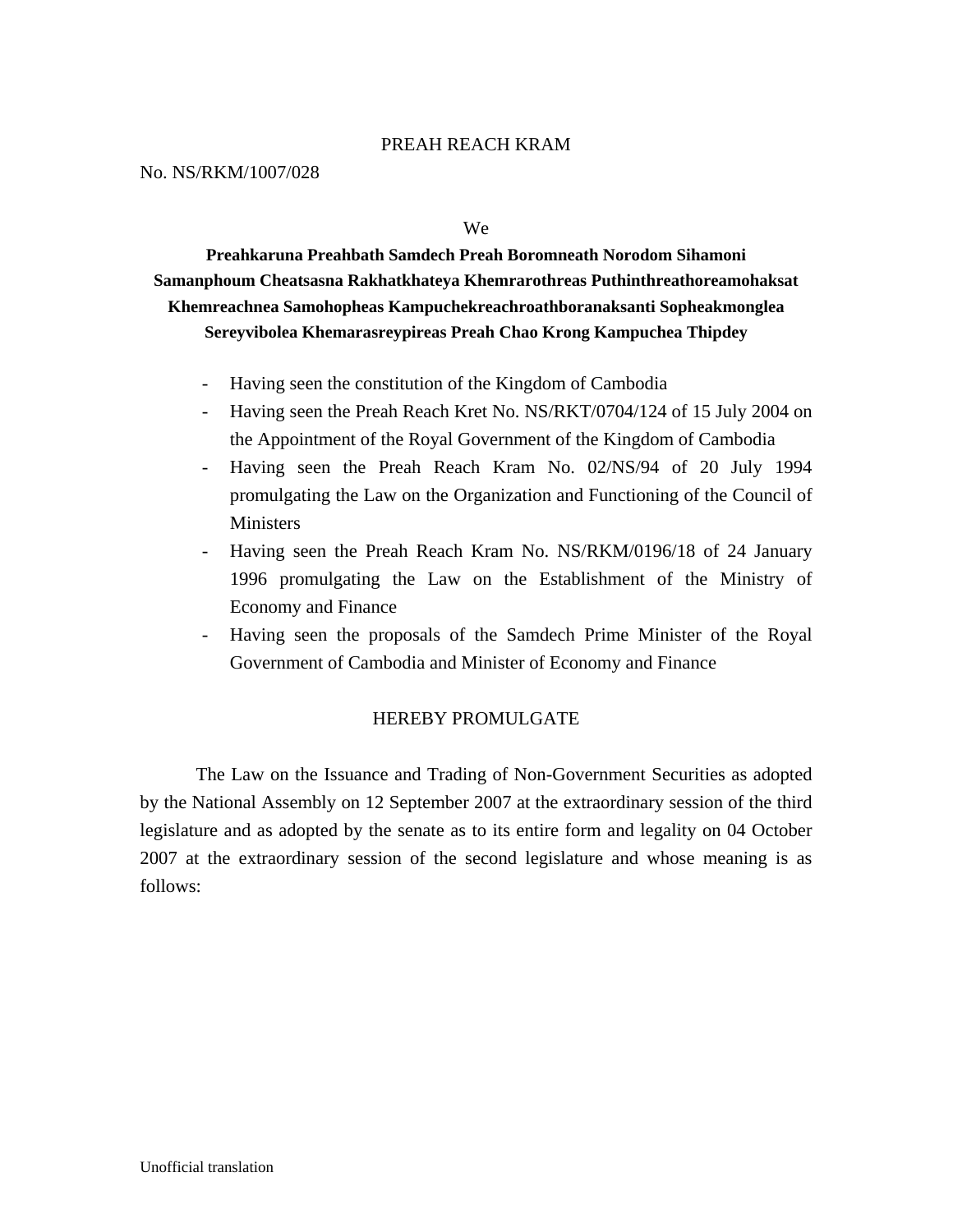# PREAH REACH KRAM

No. NS/RKM/1007/028

We

**Preahkaruna Preahbath Samdech Preah Boromneath Norodom Sihamoni Samanphoum Cheatsasna Rakhatkhateya Khemrarothreas Puthinthreathoreamohaksat Khemreachnea Samohopheas Kampuchekreachroathboranaksanti Sopheakmonglea Sereyvibolea Khemarasreypireas Preah Chao Krong Kampuchea Thipdey**

- Having seen the constitution of the Kingdom of Cambodia
- Having seen the Preah Reach Kret No. NS/RKT/0704/124 of 15 July 2004 on the Appointment of the Royal Government of the Kingdom of Cambodia
- Having seen the Preah Reach Kram No. 02/NS/94 of 20 July 1994 promulgating the Law on the Organization and Functioning of the Council of Ministers
- Having seen the Preah Reach Kram No. NS/RKM/0196/18 of 24 January 1996 promulgating the Law on the Establishment of the Ministry of Economy and Finance
- Having seen the proposals of the Samdech Prime Minister of the Royal Government of Cambodia and Minister of Economy and Finance

HEREBY PROMULGATE

The Law on the Issuance and Trading of Non-Government Securities as adopted by the National Assembly on 12 September 2007 at the extraordinary session of the third legislature and as adopted by the senate as to its entire form and legality on 04 October 2007 at the extraordinary session of the second legislature and whose meaning is as follows:

Unofficial translation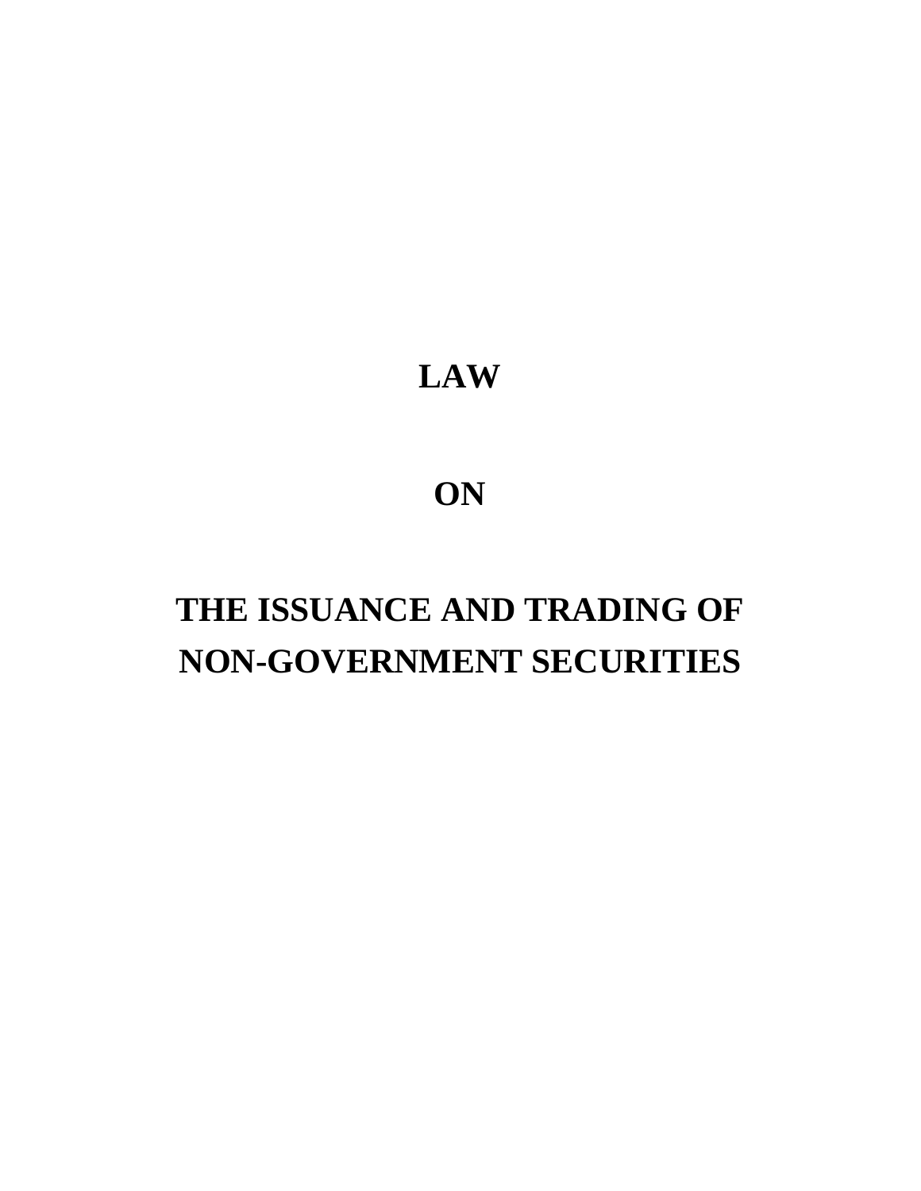# LAW

# ON

# THE ISSUANCE AND TRADING OF NON-GOVERNMENT SECURITIES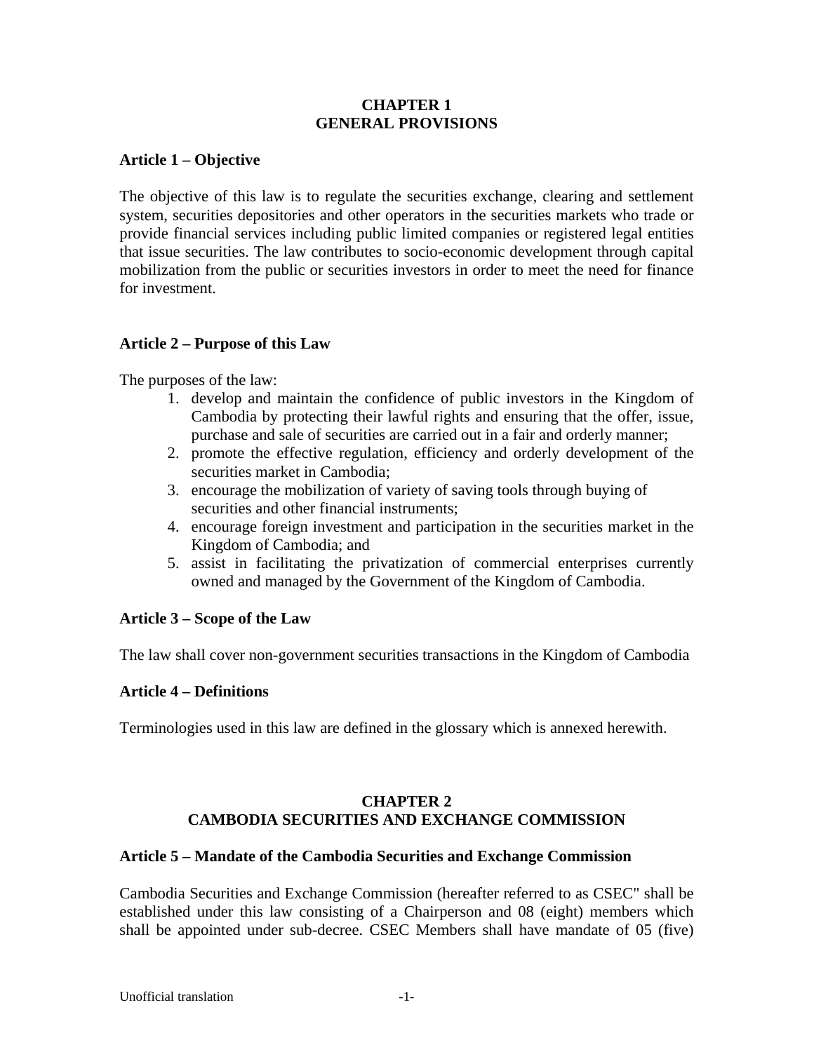# CHAPTER 1
# GENERAL PROVISIONS

### Article 1 – Objective

The objective of this law is to regulate the securities exchange, clearing and settlement system, securities depositories and other operators in the securities markets who trade or provide financial services including public limited companies or registered legal entities that issue securities. The law contributes to socio-economic development through capital mobilization from the public or securities investors in order to meet the need for finance for investment.

### Article 2 – Purpose of this Law

The purposes of the law:

1. develop and maintain the confidence of public investors in the Kingdom of Cambodia by protecting their lawful rights and ensuring that the offer, issue, purchase and sale of securities are carried out in a fair and orderly manner;
2. promote the effective regulation, efficiency and orderly development of the securities market in Cambodia;
3. encourage the mobilization of variety of saving tools through buying of securities and other financial instruments;
4. encourage foreign investment and participation in the securities market in the Kingdom of Cambodia; and
5. assist in facilitating the privatization of commercial enterprises currently owned and managed by the Government of the Kingdom of Cambodia.

### Article 3 – Scope of the Law

The law shall cover non-government securities transactions in the Kingdom of Cambodia

### Article 4 – Definitions

Terminologies used in this law are defined in the glossary which is annexed herewith.

# CHAPTER 2
# CAMBODIA SECURITIES AND EXCHANGE COMMISSION

### Article 5 – Mandate of the Cambodia Securities and Exchange Commission

Cambodia Securities and Exchange Commission (hereafter referred to as CSEC" shall be established under this law consisting of a Chairperson and 08 (eight) members which shall be appointed under sub-decree. CSEC Members shall have mandate of 05 (five)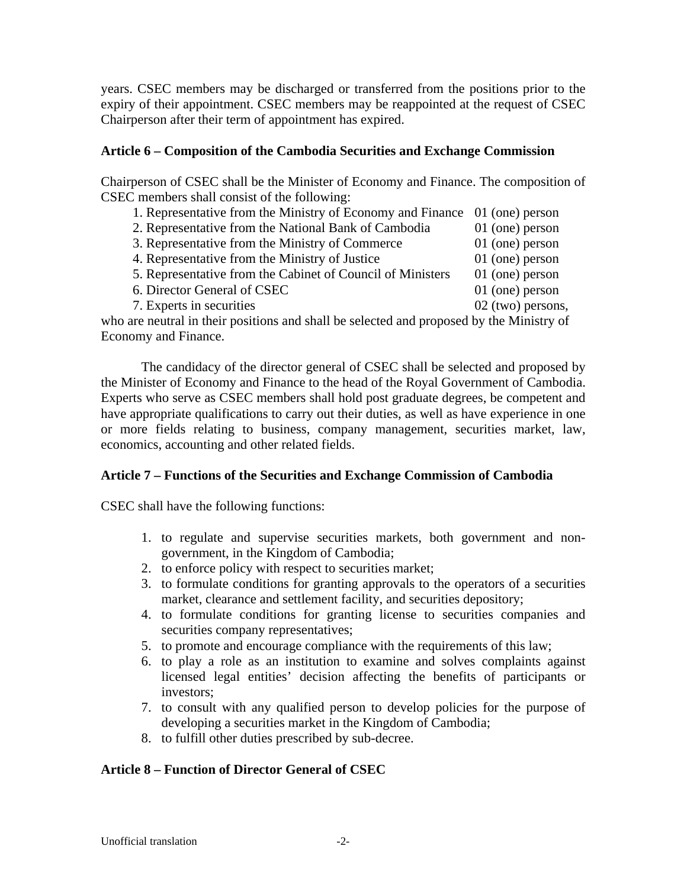years. CSEC members may be discharged or transferred from the positions prior to the expiry of their appointment. CSEC members may be reappointed at the request of CSEC Chairperson after their term of appointment has expired.

**Article 6 – Composition of the Cambodia Securities and Exchange Commission**

Chairperson of CSEC shall be the Minister of Economy and Finance. The composition of CSEC members shall consist of the following:

| | |
|---|---|
| 1. Representative from the Ministry of Economy and Finance | 01 (one) person |
| 2. Representative from the National Bank of Cambodia | 01 (one) person |
| 3. Representative from the Ministry of Commerce | 01 (one) person |
| 4. Representative from the Ministry of Justice | 01 (one) person |
| 5. Representative from the Cabinet of Council of Ministers | 01 (one) person |
| 6. Director General of CSEC | 01 (one) person |
| 7. Experts in securities | 02 (two) persons, |

who are neutral in their positions and shall be selected and proposed by the Ministry of Economy and Finance.

The candidacy of the director general of CSEC shall be selected and proposed by the Minister of Economy and Finance to the head of the Royal Government of Cambodia. Experts who serve as CSEC members shall hold post graduate degrees, be competent and have appropriate qualifications to carry out their duties, as well as have experience in one or more fields relating to business, company management, securities market, law, economics, accounting and other related fields.

**Article 7 – Functions of the Securities and Exchange Commission of Cambodia**

CSEC shall have the following functions:

1. to regulate and supervise securities markets, both government and non-government, in the Kingdom of Cambodia;
2. to enforce policy with respect to securities market;
3. to formulate conditions for granting approvals to the operators of a securities market, clearance and settlement facility, and securities depository;
4. to formulate conditions for granting license to securities companies and securities company representatives;
5. to promote and encourage compliance with the requirements of this law;
6. to play a role as an institution to examine and solves complaints against licensed legal entities' decision affecting the benefits of participants or investors;
7. to consult with any qualified person to develop policies for the purpose of developing a securities market in the Kingdom of Cambodia;
8. to fulfill other duties prescribed by sub-decree.

**Article 8 – Function of Director General of CSEC**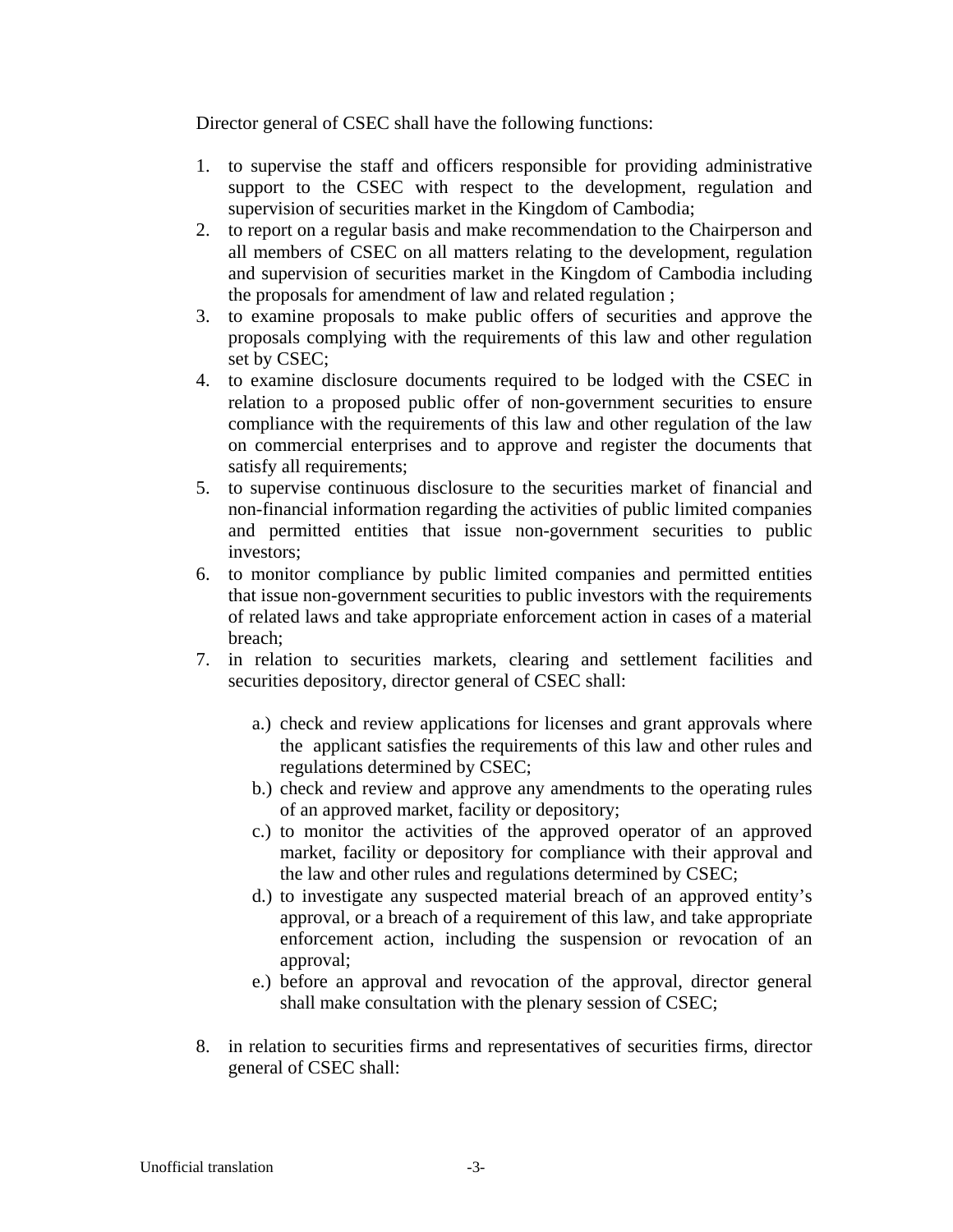Director general of CSEC shall have the following functions:

1. to supervise the staff and officers responsible for providing administrative support to the CSEC with respect to the development, regulation and supervision of securities market in the Kingdom of Cambodia;
2. to report on a regular basis and make recommendation to the Chairperson and all members of CSEC on all matters relating to the development, regulation and supervision of securities market in the Kingdom of Cambodia including the proposals for amendment of law and related regulation ;
3. to examine proposals to make public offers of securities and approve the proposals complying with the requirements of this law and other regulation set by CSEC;
4. to examine disclosure documents required to be lodged with the CSEC in relation to a proposed public offer of non-government securities to ensure compliance with the requirements of this law and other regulation of the law on commercial enterprises and to approve and register the documents that satisfy all requirements;
5. to supervise continuous disclosure to the securities market of financial and non-financial information regarding the activities of public limited companies and permitted entities that issue non-government securities to public investors;
6. to monitor compliance by public limited companies and permitted entities that issue non-government securities to public investors with the requirements of related laws and take appropriate enforcement action in cases of a material breach;
7. in relation to securities markets, clearing and settlement facilities and securities depository, director general of CSEC shall:
    a.) check and review applications for licenses and grant approvals where the applicant satisfies the requirements of this law and other rules and regulations determined by CSEC;
    b.) check and review and approve any amendments to the operating rules of an approved market, facility or depository;
    c.) to monitor the activities of the approved operator of an approved market, facility or depository for compliance with their approval and the law and other rules and regulations determined by CSEC;
    d.) to investigate any suspected material breach of an approved entity's approval, or a breach of a requirement of this law, and take appropriate enforcement action, including the suspension or revocation of an approval;
    e.) before an approval and revocation of the approval, director general shall make consultation with the plenary session of CSEC;
8. in relation to securities firms and representatives of securities firms, director general of CSEC shall: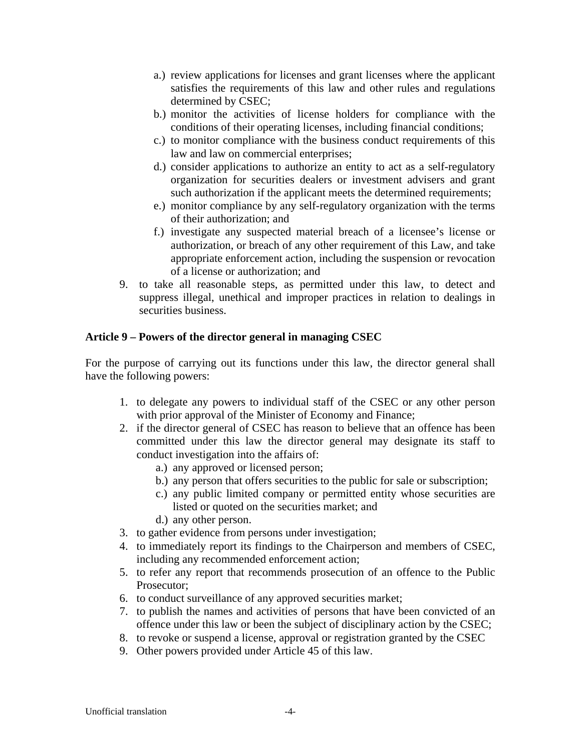- a.) review applications for licenses and grant licenses where the applicant satisfies the requirements of this law and other rules and regulations determined by CSEC;
   - b.) monitor the activities of license holders for compliance with the conditions of their operating licenses, including financial conditions;
   - c.) to monitor compliance with the business conduct requirements of this law and law on commercial enterprises;
   - d.) consider applications to authorize an entity to act as a self-regulatory organization for securities dealers or investment advisers and grant such authorization if the applicant meets the determined requirements;
   - e.) monitor compliance by any self-regulatory organization with the terms of their authorization; and
   - f.) investigate any suspected material breach of a licensee's license or authorization, or breach of any other requirement of this Law, and take appropriate enforcement action, including the suspension or revocation of a license or authorization; and

9. to take all reasonable steps, as permitted under this law, to detect and suppress illegal, unethical and improper practices in relation to dealings in securities business.

**Article 9 – Powers of the director general in managing CSEC**

For the purpose of carrying out its functions under this law, the director general shall have the following powers:

1. to delegate any powers to individual staff of the CSEC or any other person with prior approval of the Minister of Economy and Finance;
2. if the director general of CSEC has reason to believe that an offence has been committed under this law the director general may designate its staff to conduct investigation into the affairs of:
   - a.) any approved or licensed person;
   - b.) any person that offers securities to the public for sale or subscription;
   - c.) any public limited company or permitted entity whose securities are listed or quoted on the securities market; and
   - d.) any other person.
3. to gather evidence from persons under investigation;
4. to immediately report its findings to the Chairperson and members of CSEC, including any recommended enforcement action;
5. to refer any report that recommends prosecution of an offence to the Public Prosecutor;
6. to conduct surveillance of any approved securities market;
7. to publish the names and activities of persons that have been convicted of an offence under this law or been the subject of disciplinary action by the CSEC;
8. to revoke or suspend a license, approval or registration granted by the CSEC
9. Other powers provided under Article 45 of this law.

Unofficial translation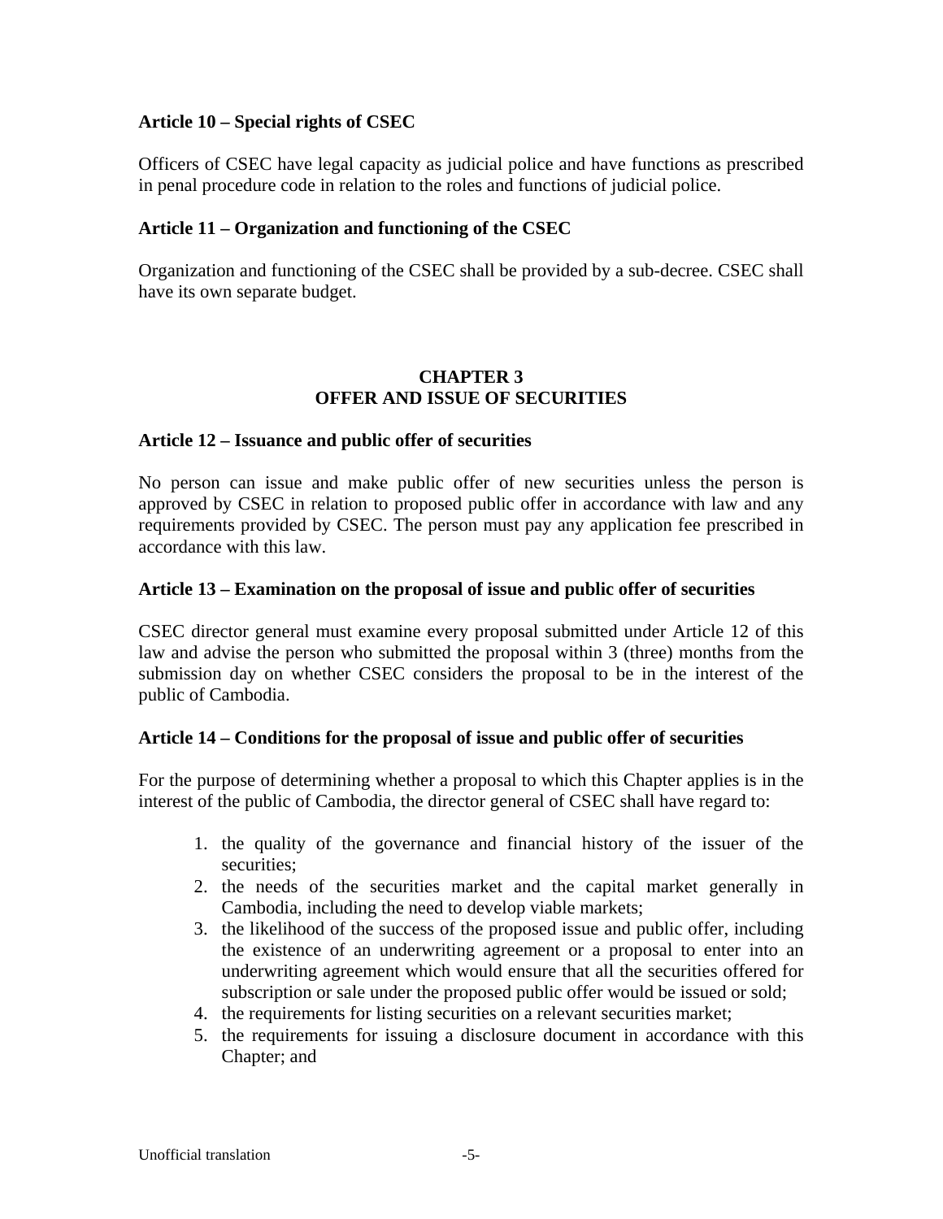**Article 10 – Special rights of CSEC**

Officers of CSEC have legal capacity as judicial police and have functions as prescribed in penal procedure code in relation to the roles and functions of judicial police.

**Article 11 – Organization and functioning of the CSEC**

Organization and functioning of the CSEC shall be provided by a sub-decree. CSEC shall have its own separate budget.

## CHAPTER 3
## OFFER AND ISSUE OF SECURITIES

**Article 12 – Issuance and public offer of securities**

No person can issue and make public offer of new securities unless the person is approved by CSEC in relation to proposed public offer in accordance with law and any requirements provided by CSEC. The person must pay any application fee prescribed in accordance with this law.

**Article 13 – Examination on the proposal of issue and public offer of securities**

CSEC director general must examine every proposal submitted under Article 12 of this law and advise the person who submitted the proposal within 3 (three) months from the submission day on whether CSEC considers the proposal to be in the interest of the public of Cambodia.

**Article 14 – Conditions for the proposal of issue and public offer of securities**

For the purpose of determining whether a proposal to which this Chapter applies is in the interest of the public of Cambodia, the director general of CSEC shall have regard to:

1. the quality of the governance and financial history of the issuer of the securities;
2. the needs of the securities market and the capital market generally in Cambodia, including the need to develop viable markets;
3. the likelihood of the success of the proposed issue and public offer, including the existence of an underwriting agreement or a proposal to enter into an underwriting agreement which would ensure that all the securities offered for subscription or sale under the proposed public offer would be issued or sold;
4. the requirements for listing securities on a relevant securities market;
5. the requirements for issuing a disclosure document in accordance with this Chapter; and

Unofficial translation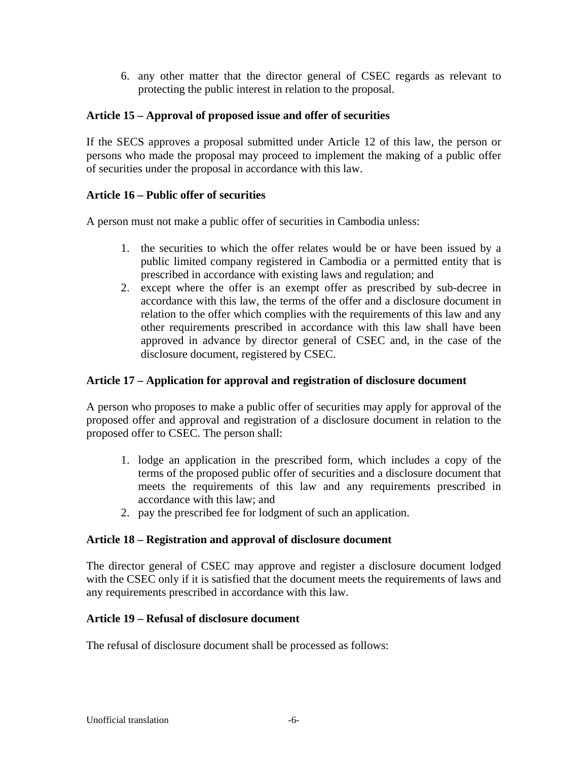6. any other matter that the director general of CSEC regards as relevant to protecting the public interest in relation to the proposal.

**Article 15 – Approval of proposed issue and offer of securities**

If the SECS approves a proposal submitted under Article 12 of this law, the person or persons who made the proposal may proceed to implement the making of a public offer of securities under the proposal in accordance with this law.

**Article 16 – Public offer of securities**

A person must not make a public offer of securities in Cambodia unless:

1. the securities to which the offer relates would be or have been issued by a public limited company registered in Cambodia or a permitted entity that is prescribed in accordance with existing laws and regulation; and
2. except where the offer is an exempt offer as prescribed by sub-decree in accordance with this law, the terms of the offer and a disclosure document in relation to the offer which complies with the requirements of this law and any other requirements prescribed in accordance with this law shall have been approved in advance by director general of CSEC and, in the case of the disclosure document, registered by CSEC.

**Article 17 – Application for approval and registration of disclosure document**

A person who proposes to make a public offer of securities may apply for approval of the proposed offer and approval and registration of a disclosure document in relation to the proposed offer to CSEC. The person shall:

1. lodge an application in the prescribed form, which includes a copy of the terms of the proposed public offer of securities and a disclosure document that meets the requirements of this law and any requirements prescribed in accordance with this law; and
2. pay the prescribed fee for lodgment of such an application.

**Article 18 – Registration and approval of disclosure document**

The director general of CSEC may approve and register a disclosure document lodged with the CSEC only if it is satisfied that the document meets the requirements of laws and any requirements prescribed in accordance with this law.

**Article 19 – Refusal of disclosure document**

The refusal of disclosure document shall be processed as follows: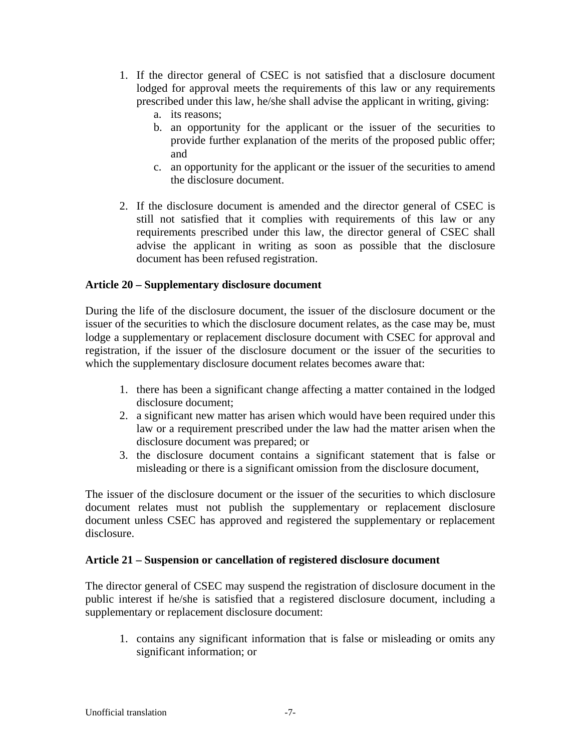1. If the director general of CSEC is not satisfied that a disclosure document lodged for approval meets the requirements of this law or any requirements prescribed under this law, he/she shall advise the applicant in writing, giving:
    a. its reasons;
    b. an opportunity for the applicant or the issuer of the securities to provide further explanation of the merits of the proposed public offer; and
    c. an opportunity for the applicant or the issuer of the securities to amend the disclosure document.

2. If the disclosure document is amended and the director general of CSEC is still not satisfied that it complies with requirements of this law or any requirements prescribed under this law, the director general of CSEC shall advise the applicant in writing as soon as possible that the disclosure document has been refused registration.

**Article 20 – Supplementary disclosure document**

During the life of the disclosure document, the issuer of the disclosure document or the issuer of the securities to which the disclosure document relates, as the case may be, must lodge a supplementary or replacement disclosure document with CSEC for approval and registration, if the issuer of the disclosure document or the issuer of the securities to which the supplementary disclosure document relates becomes aware that:

1. there has been a significant change affecting a matter contained in the lodged disclosure document;
2. a significant new matter has arisen which would have been required under this law or a requirement prescribed under the law had the matter arisen when the disclosure document was prepared; or
3. the disclosure document contains a significant statement that is false or misleading or there is a significant omission from the disclosure document,

The issuer of the disclosure document or the issuer of the securities to which disclosure document relates must not publish the supplementary or replacement disclosure document unless CSEC has approved and registered the supplementary or replacement disclosure.

**Article 21 – Suspension or cancellation of registered disclosure document**

The director general of CSEC may suspend the registration of disclosure document in the public interest if he/she is satisfied that a registered disclosure document, including a supplementary or replacement disclosure document:

1. contains any significant information that is false or misleading or omits any significant information; or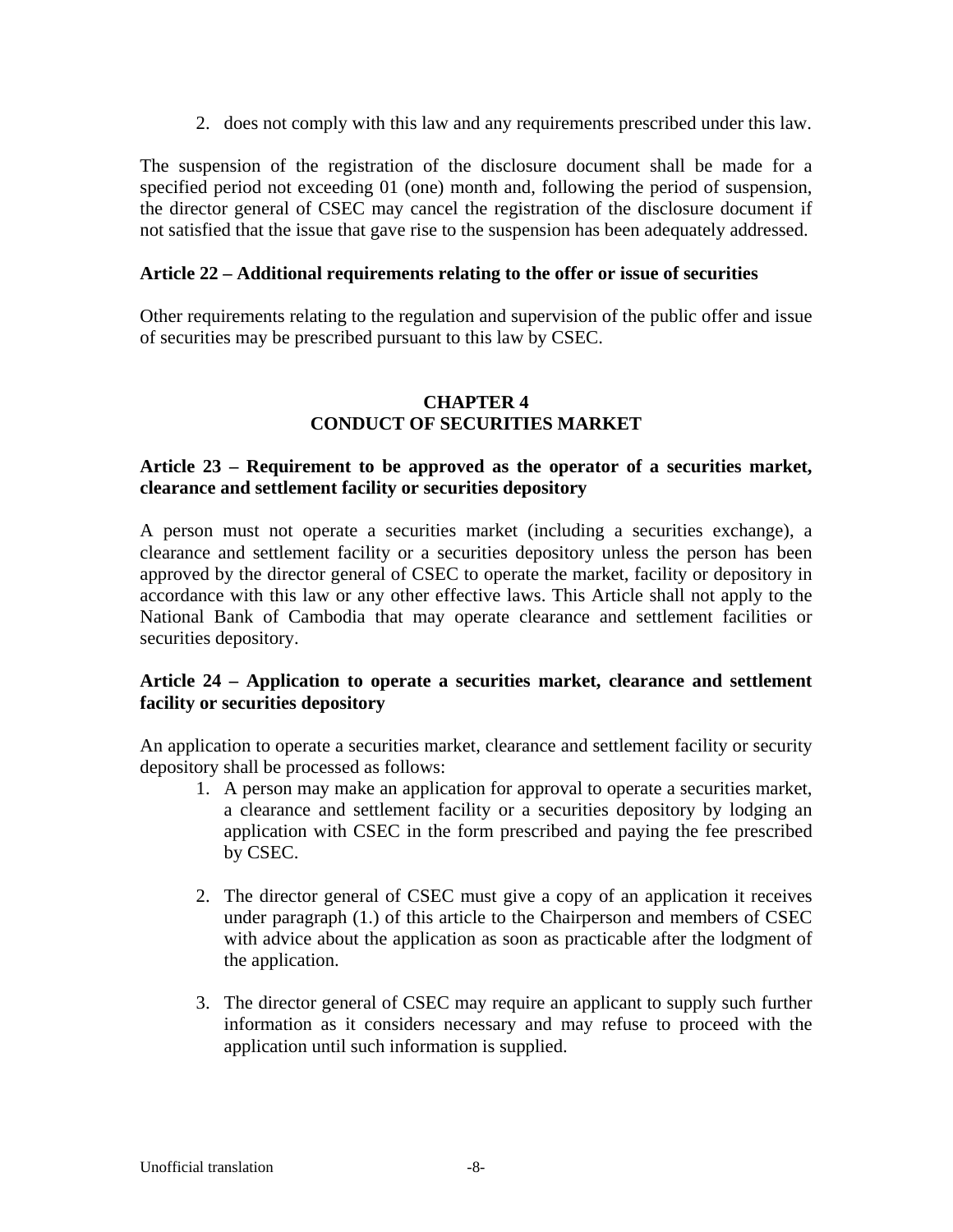2. does not comply with this law and any requirements prescribed under this law.

The suspension of the registration of the disclosure document shall be made for a specified period not exceeding 01 (one) month and, following the period of suspension, the director general of CSEC may cancel the registration of the disclosure document if not satisfied that the issue that gave rise to the suspension has been adequately addressed.

**Article 22 – Additional requirements relating to the offer or issue of securities**

Other requirements relating to the regulation and supervision of the public offer and issue of securities may be prescribed pursuant to this law by CSEC.

## CHAPTER 4
## CONDUCT OF SECURITIES MARKET

**Article 23 – Requirement to be approved as the operator of a securities market, clearance and settlement facility or securities depository**

A person must not operate a securities market (including a securities exchange), a clearance and settlement facility or a securities depository unless the person has been approved by the director general of CSEC to operate the market, facility or depository in accordance with this law or any other effective laws. This Article shall not apply to the National Bank of Cambodia that may operate clearance and settlement facilities or securities depository.

**Article 24 – Application to operate a securities market, clearance and settlement facility or securities depository**

An application to operate a securities market, clearance and settlement facility or security depository shall be processed as follows:

1. A person may make an application for approval to operate a securities market, a clearance and settlement facility or a securities depository by lodging an application with CSEC in the form prescribed and paying the fee prescribed by CSEC.

2. The director general of CSEC must give a copy of an application it receives under paragraph (1.) of this article to the Chairperson and members of CSEC with advice about the application as soon as practicable after the lodgment of the application.

3. The director general of CSEC may require an applicant to supply such further information as it considers necessary and may refuse to proceed with the application until such information is supplied.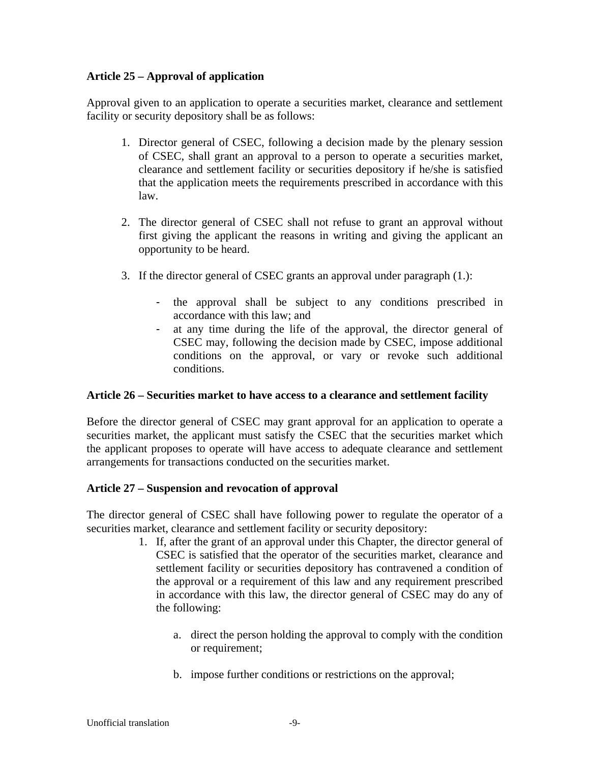**Article 25 – Approval of application**

Approval given to an application to operate a securities market, clearance and settlement facility or security depository shall be as follows:

1. Director general of CSEC, following a decision made by the plenary session of CSEC, shall grant an approval to a person to operate a securities market, clearance and settlement facility or securities depository if he/she is satisfied that the application meets the requirements prescribed in accordance with this law.

2. The director general of CSEC shall not refuse to grant an approval without first giving the applicant the reasons in writing and giving the applicant an opportunity to be heard.

3. If the director general of CSEC grants an approval under paragraph (1.):

   - the approval shall be subject to any conditions prescribed in accordance with this law; and
   - at any time during the life of the approval, the director general of CSEC may, following the decision made by CSEC, impose additional conditions on the approval, or vary or revoke such additional conditions.

**Article 26 – Securities market to have access to a clearance and settlement facility**

Before the director general of CSEC may grant approval for an application to operate a securities market, the applicant must satisfy the CSEC that the securities market which the applicant proposes to operate will have access to adequate clearance and settlement arrangements for transactions conducted on the securities market.

**Article 27 – Suspension and revocation of approval**

The director general of CSEC shall have following power to regulate the operator of a securities market, clearance and settlement facility or security depository:

1. If, after the grant of an approval under this Chapter, the director general of CSEC is satisfied that the operator of the securities market, clearance and settlement facility or securities depository has contravened a condition of the approval or a requirement of this law and any requirement prescribed in accordance with this law, the director general of CSEC may do any of the following:

   a. direct the person holding the approval to comply with the condition or requirement;

   b. impose further conditions or restrictions on the approval;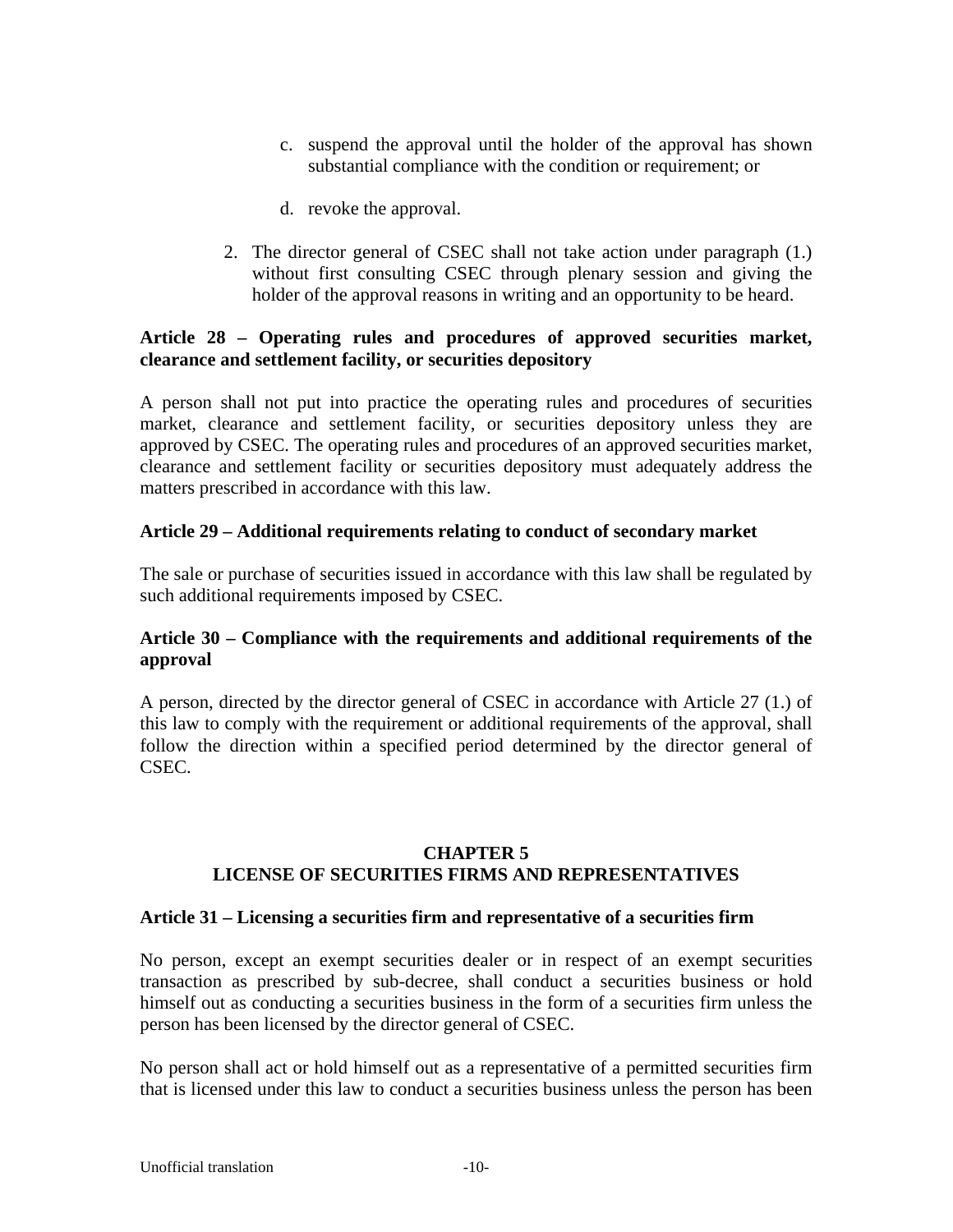c. suspend the approval until the holder of the approval has shown substantial compliance with the condition or requirement; or

d. revoke the approval.

2. The director general of CSEC shall not take action under paragraph (1.) without first consulting CSEC through plenary session and giving the holder of the approval reasons in writing and an opportunity to be heard.

**Article 28 – Operating rules and procedures of approved securities market, clearance and settlement facility, or securities depository**

A person shall not put into practice the operating rules and procedures of securities market, clearance and settlement facility, or securities depository unless they are approved by CSEC. The operating rules and procedures of an approved securities market, clearance and settlement facility or securities depository must adequately address the matters prescribed in accordance with this law.

**Article 29 – Additional requirements relating to conduct of secondary market**

The sale or purchase of securities issued in accordance with this law shall be regulated by such additional requirements imposed by CSEC.

**Article 30 – Compliance with the requirements and additional requirements of the approval**

A person, directed by the director general of CSEC in accordance with Article 27 (1.) of this law to comply with the requirement or additional requirements of the approval, shall follow the direction within a specified period determined by the director general of CSEC.

## CHAPTER 5
## LICENSE OF SECURITIES FIRMS AND REPRESENTATIVES

**Article 31 – Licensing a securities firm and representative of a securities firm**

No person, except an exempt securities dealer or in respect of an exempt securities transaction as prescribed by sub-decree, shall conduct a securities business or hold himself out as conducting a securities business in the form of a securities firm unless the person has been licensed by the director general of CSEC.

No person shall act or hold himself out as a representative of a permitted securities firm that is licensed under this law to conduct a securities business unless the person has been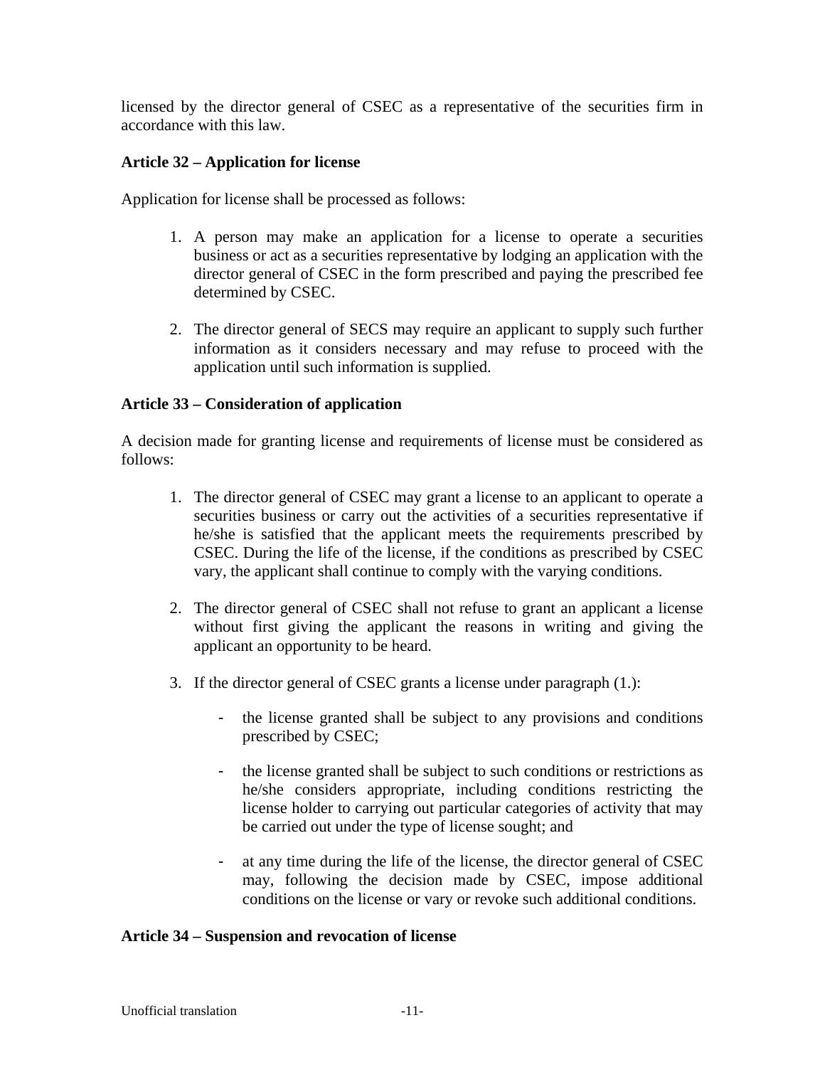licensed by the director general of CSEC as a representative of the securities firm in accordance with this law.

**Article 32 – Application for license**

Application for license shall be processed as follows:

1. A person may make an application for a license to operate a securities business or act as a securities representative by lodging an application with the director general of CSEC in the form prescribed and paying the prescribed fee determined by CSEC.

2. The director general of SECS may require an applicant to supply such further information as it considers necessary and may refuse to proceed with the application until such information is supplied.

**Article 33 – Consideration of application**

A decision made for granting license and requirements of license must be considered as follows:

1. The director general of CSEC may grant a license to an applicant to operate a securities business or carry out the activities of a securities representative if he/she is satisfied that the applicant meets the requirements prescribed by CSEC. During the life of the license, if the conditions as prescribed by CSEC vary, the applicant shall continue to comply with the varying conditions.

2. The director general of CSEC shall not refuse to grant an applicant a license without first giving the applicant the reasons in writing and giving the applicant an opportunity to be heard.

3. If the director general of CSEC grants a license under paragraph (1.):

   - the license granted shall be subject to any provisions and conditions prescribed by CSEC;

   - the license granted shall be subject to such conditions or restrictions as he/she considers appropriate, including conditions restricting the license holder to carrying out particular categories of activity that may be carried out under the type of license sought; and

   - at any time during the life of the license, the director general of CSEC may, following the decision made by CSEC, impose additional conditions on the license or vary or revoke such additional conditions.

**Article 34 – Suspension and revocation of license**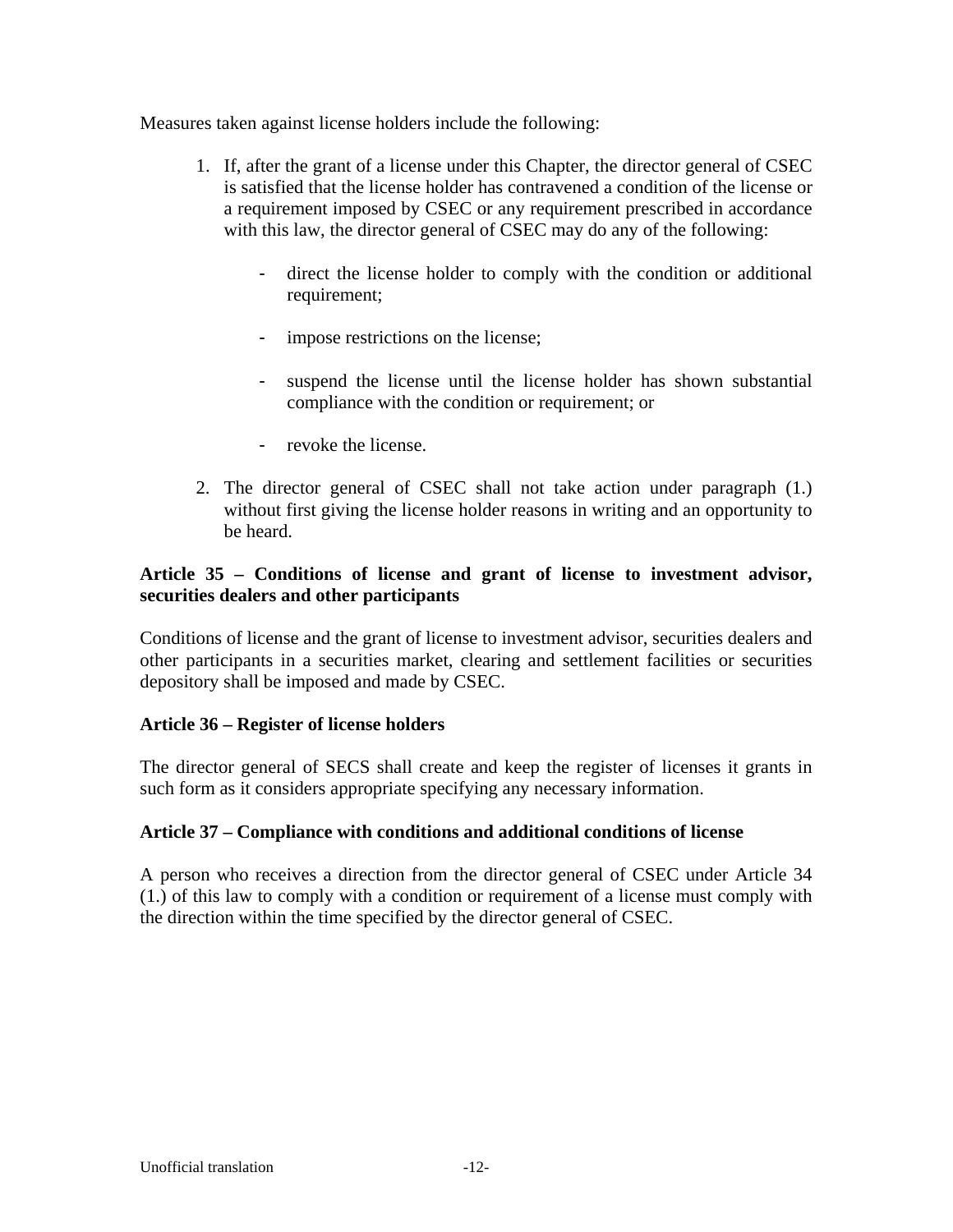Measures taken against license holders include the following:

1. If, after the grant of a license under this Chapter, the director general of CSEC is satisfied that the license holder has contravened a condition of the license or a requirement imposed by CSEC or any requirement prescribed in accordance with this law, the director general of CSEC may do any of the following:

   - direct the license holder to comply with the condition or additional requirement;
   - impose restrictions on the license;
   - suspend the license until the license holder has shown substantial compliance with the condition or requirement; or
   - revoke the license.

2. The director general of CSEC shall not take action under paragraph (1.) without first giving the license holder reasons in writing and an opportunity to be heard.

**Article 35 – Conditions of license and grant of license to investment advisor, securities dealers and other participants**

Conditions of license and the grant of license to investment advisor, securities dealers and other participants in a securities market, clearing and settlement facilities or securities depository shall be imposed and made by CSEC.

**Article 36 – Register of license holders**

The director general of SECS shall create and keep the register of licenses it grants in such form as it considers appropriate specifying any necessary information.

**Article 37 – Compliance with conditions and additional conditions of license**

A person who receives a direction from the director general of CSEC under Article 34 (1.) of this law to comply with a condition or requirement of a license must comply with the direction within the time specified by the director general of CSEC.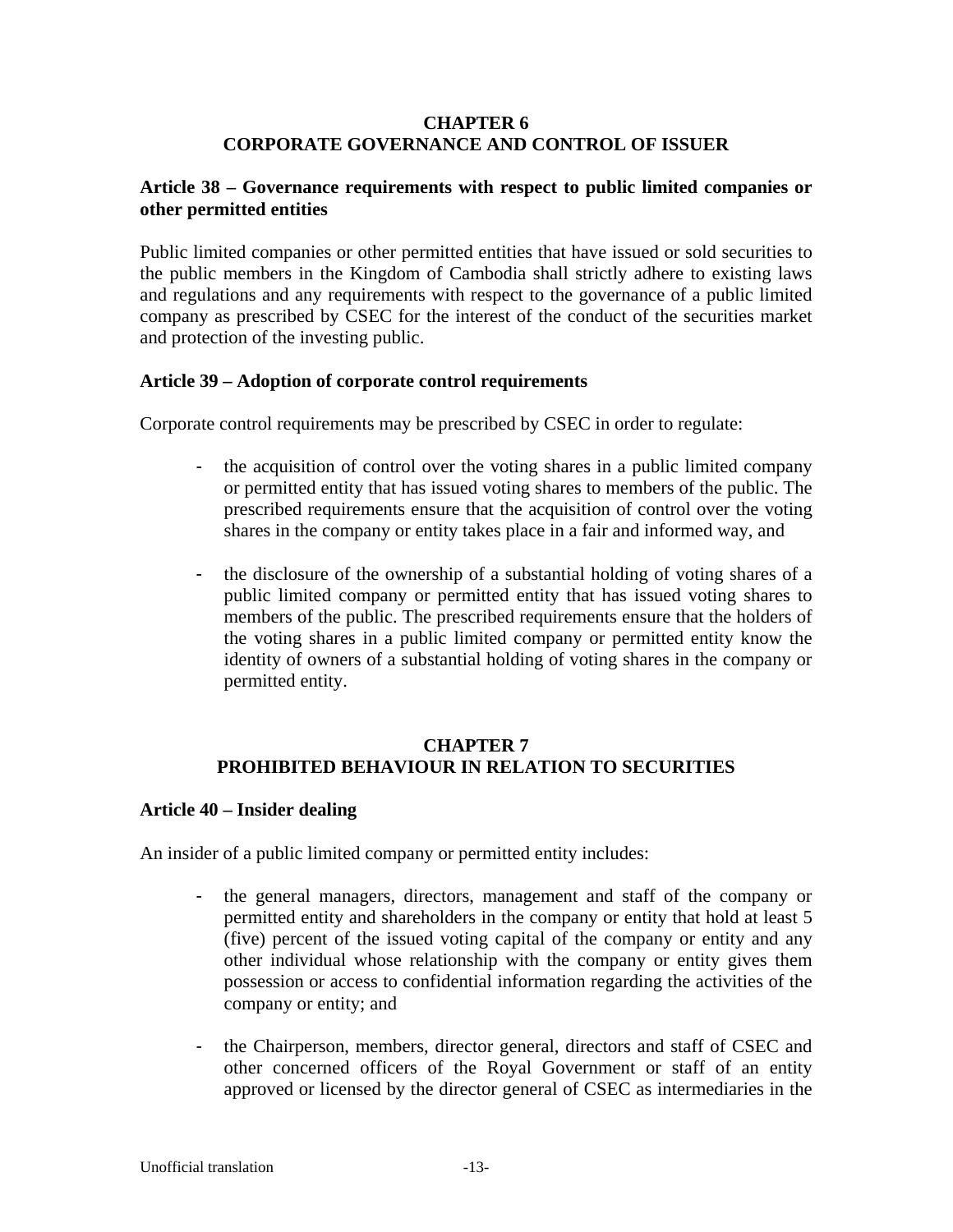## CHAPTER 6
## CORPORATE GOVERNANCE AND CONTROL OF ISSUER

### Article 38 – Governance requirements with respect to public limited companies or other permitted entities

Public limited companies or other permitted entities that have issued or sold securities to the public members in the Kingdom of Cambodia shall strictly adhere to existing laws and regulations and any requirements with respect to the governance of a public limited company as prescribed by CSEC for the interest of the conduct of the securities market and protection of the investing public.

### Article 39 – Adoption of corporate control requirements

Corporate control requirements may be prescribed by CSEC in order to regulate:

- the acquisition of control over the voting shares in a public limited company or permitted entity that has issued voting shares to members of the public. The prescribed requirements ensure that the acquisition of control over the voting shares in the company or entity takes place in a fair and informed way, and

- the disclosure of the ownership of a substantial holding of voting shares of a public limited company or permitted entity that has issued voting shares to members of the public. The prescribed requirements ensure that the holders of the voting shares in a public limited company or permitted entity know the identity of owners of a substantial holding of voting shares in the company or permitted entity.

## CHAPTER 7
## PROHIBITED BEHAVIOUR IN RELATION TO SECURITIES

### Article 40 – Insider dealing

An insider of a public limited company or permitted entity includes:

- the general managers, directors, management and staff of the company or permitted entity and shareholders in the company or entity that hold at least 5 (five) percent of the issued voting capital of the company or entity and any other individual whose relationship with the company or entity gives them possession or access to confidential information regarding the activities of the company or entity; and

- the Chairperson, members, director general, directors and staff of CSEC and other concerned officers of the Royal Government or staff of an entity approved or licensed by the director general of CSEC as intermediaries in the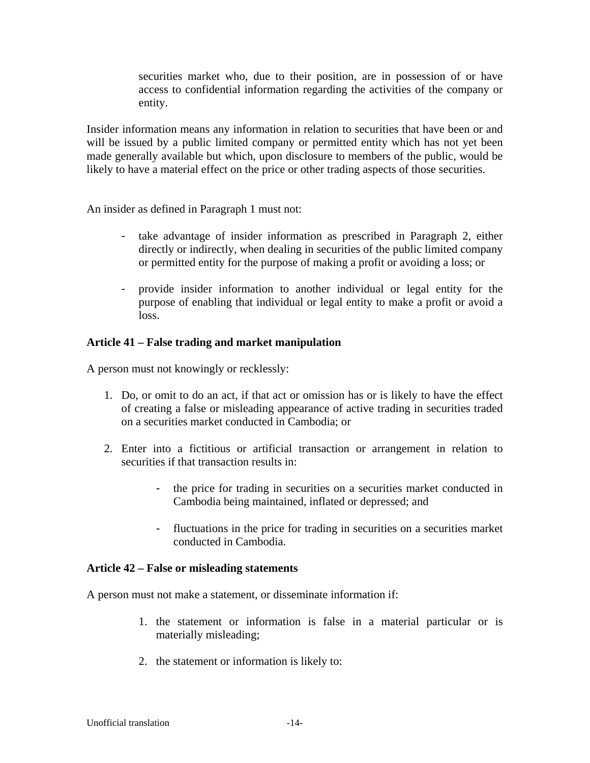securities market who, due to their position, are in possession of or have access to confidential information regarding the activities of the company or entity.

Insider information means any information in relation to securities that have been or and will be issued by a public limited company or permitted entity which has not yet been made generally available but which, upon disclosure to members of the public, would be likely to have a material effect on the price or other trading aspects of those securities.

An insider as defined in Paragraph 1 must not:

- take advantage of insider information as prescribed in Paragraph 2, either directly or indirectly, when dealing in securities of the public limited company or permitted entity for the purpose of making a profit or avoiding a loss; or

- provide insider information to another individual or legal entity for the purpose of enabling that individual or legal entity to make a profit or avoid a loss.

**Article 41 – False trading and market manipulation**

A person must not knowingly or recklessly:

1. Do, or omit to do an act, if that act or omission has or is likely to have the effect of creating a false or misleading appearance of active trading in securities traded on a securities market conducted in Cambodia; or

2. Enter into a fictitious or artificial transaction or arrangement in relation to securities if that transaction results in:

   - the price for trading in securities on a securities market conducted in Cambodia being maintained, inflated or depressed; and

   - fluctuations in the price for trading in securities on a securities market conducted in Cambodia.

**Article 42 – False or misleading statements**

A person must not make a statement, or disseminate information if:

1. the statement or information is false in a material particular or is materially misleading;

2. the statement or information is likely to: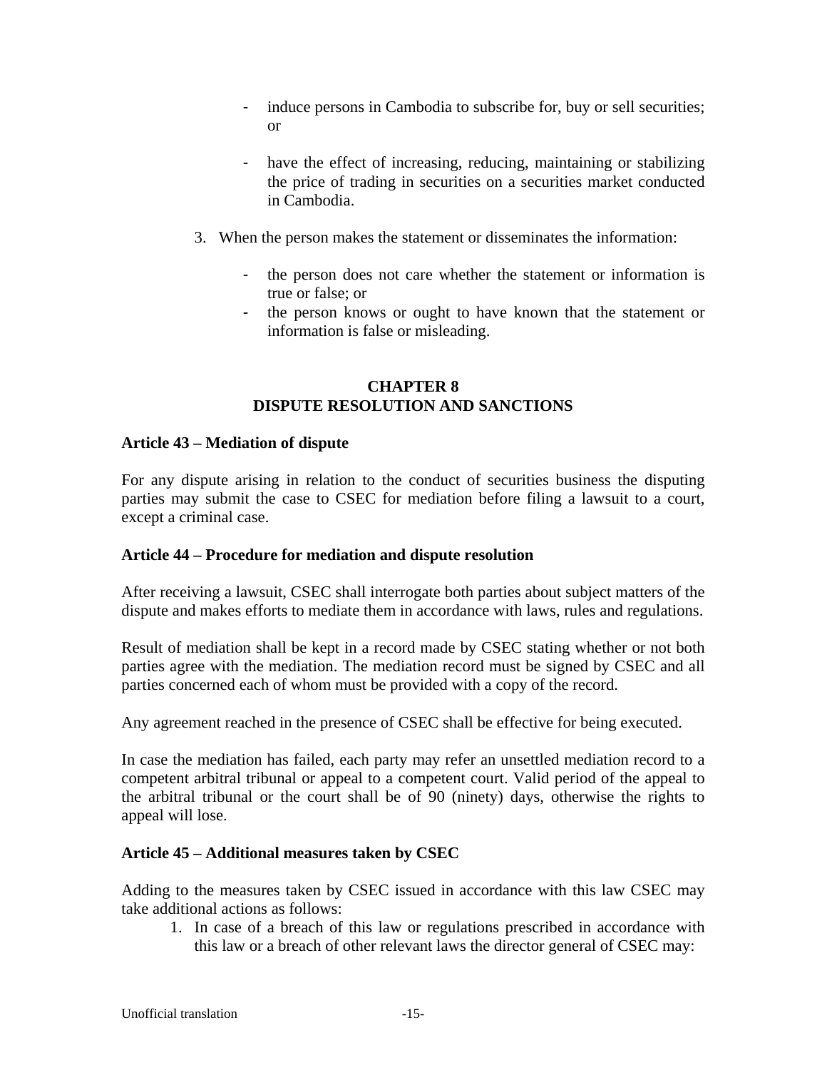- induce persons in Cambodia to subscribe for, buy or sell securities; or

- have the effect of increasing, reducing, maintaining or stabilizing the price of trading in securities on a securities market conducted in Cambodia.

3. When the person makes the statement or disseminates the information:

   - the person does not care whether the statement or information is true or false; or
   - the person knows or ought to have known that the statement or information is false or misleading.

## CHAPTER 8
## DISPUTE RESOLUTION AND SANCTIONS

**Article 43 – Mediation of dispute**

For any dispute arising in relation to the conduct of securities business the disputing parties may submit the case to CSEC for mediation before filing a lawsuit to a court, except a criminal case.

**Article 44 – Procedure for mediation and dispute resolution**

After receiving a lawsuit, CSEC shall interrogate both parties about subject matters of the dispute and makes efforts to mediate them in accordance with laws, rules and regulations.

Result of mediation shall be kept in a record made by CSEC stating whether or not both parties agree with the mediation. The mediation record must be signed by CSEC and all parties concerned each of whom must be provided with a copy of the record.

Any agreement reached in the presence of CSEC shall be effective for being executed.

In case the mediation has failed, each party may refer an unsettled mediation record to a competent arbitral tribunal or appeal to a competent court. Valid period of the appeal to the arbitral tribunal or the court shall be of 90 (ninety) days, otherwise the rights to appeal will lose.

**Article 45 – Additional measures taken by CSEC**

Adding to the measures taken by CSEC issued in accordance with this law CSEC may take additional actions as follows:

1. In case of a breach of this law or regulations prescribed in accordance with this law or a breach of other relevant laws the director general of CSEC may: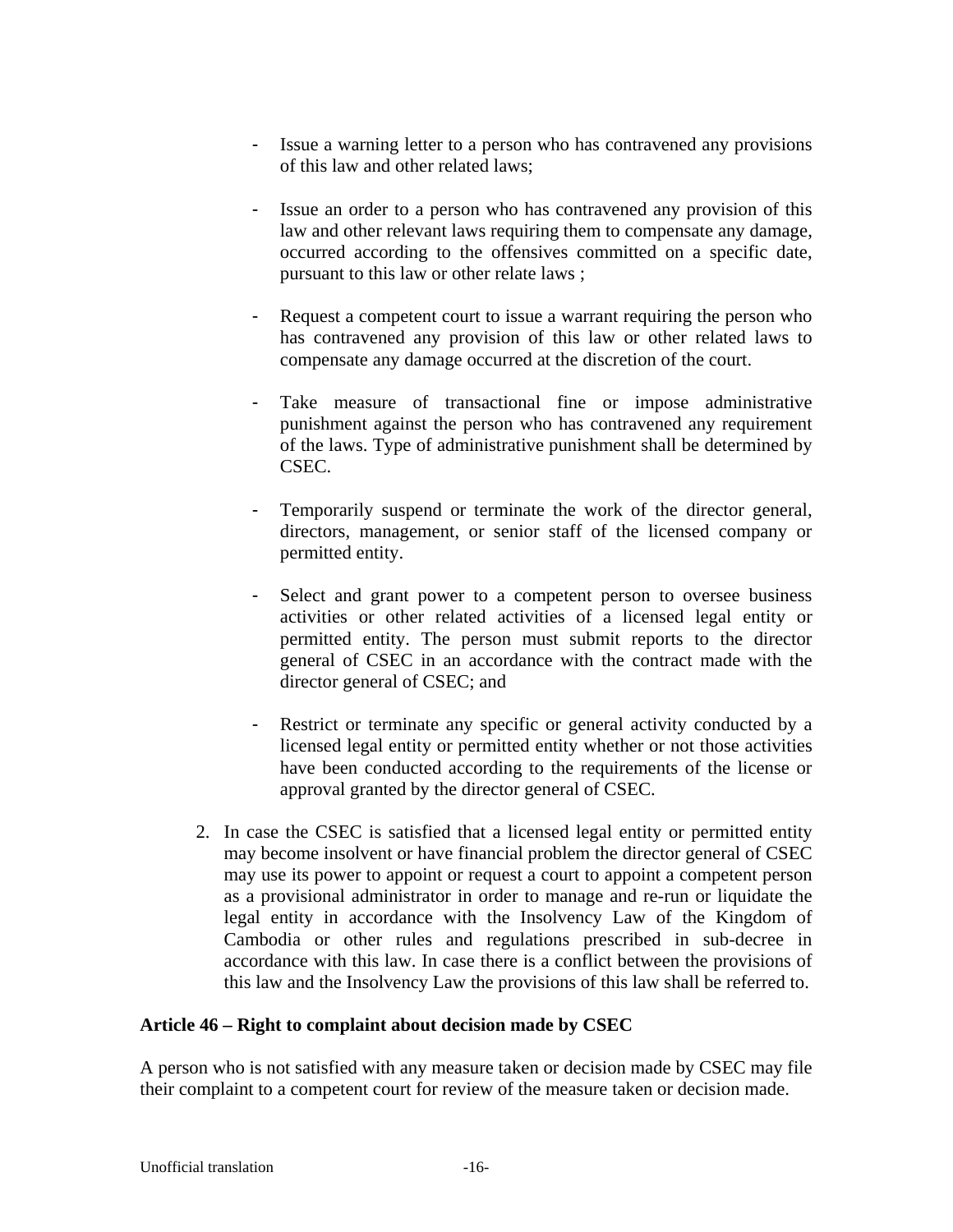- Issue a warning letter to a person who has contravened any provisions of this law and other related laws;
- Issue an order to a person who has contravened any provision of this law and other relevant laws requiring them to compensate any damage, occurred according to the offensives committed on a specific date, pursuant to this law or other relate laws ;
- Request a competent court to issue a warrant requiring the person who has contravened any provision of this law or other related laws to compensate any damage occurred at the discretion of the court.
- Take measure of transactional fine or impose administrative punishment against the person who has contravened any requirement of the laws. Type of administrative punishment shall be determined by CSEC.
- Temporarily suspend or terminate the work of the director general, directors, management, or senior staff of the licensed company or permitted entity.
- Select and grant power to a competent person to oversee business activities or other related activities of a licensed legal entity or permitted entity. The person must submit reports to the director general of CSEC in an accordance with the contract made with the director general of CSEC; and
- Restrict or terminate any specific or general activity conducted by a licensed legal entity or permitted entity whether or not those activities have been conducted according to the requirements of the license or approval granted by the director general of CSEC.

2. In case the CSEC is satisfied that a licensed legal entity or permitted entity may become insolvent or have financial problem the director general of CSEC may use its power to appoint or request a court to appoint a competent person as a provisional administrator in order to manage and re-run or liquidate the legal entity in accordance with the Insolvency Law of the Kingdom of Cambodia or other rules and regulations prescribed in sub-decree in accordance with this law. In case there is a conflict between the provisions of this law and the Insolvency Law the provisions of this law shall be referred to.

**Article 46 – Right to complaint about decision made by CSEC**

A person who is not satisfied with any measure taken or decision made by CSEC may file their complaint to a competent court for review of the measure taken or decision made.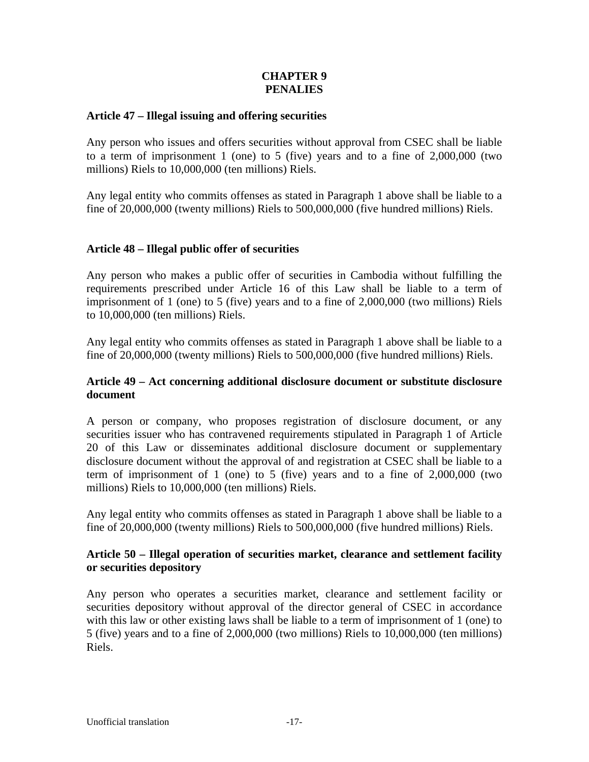# CHAPTER 9
# PENALIES

## Article 47 – Illegal issuing and offering securities

Any person who issues and offers securities without approval from CSEC shall be liable to a term of imprisonment 1 (one) to 5 (five) years and to a fine of 2,000,000 (two millions) Riels to 10,000,000 (ten millions) Riels.

Any legal entity who commits offenses as stated in Paragraph 1 above shall be liable to a fine of 20,000,000 (twenty millions) Riels to 500,000,000 (five hundred millions) Riels.

## Article 48 – Illegal public offer of securities

Any person who makes a public offer of securities in Cambodia without fulfilling the requirements prescribed under Article 16 of this Law shall be liable to a term of imprisonment of 1 (one) to 5 (five) years and to a fine of 2,000,000 (two millions) Riels to 10,000,000 (ten millions) Riels.

Any legal entity who commits offenses as stated in Paragraph 1 above shall be liable to a fine of 20,000,000 (twenty millions) Riels to 500,000,000 (five hundred millions) Riels.

## Article 49 – Act concerning additional disclosure document or substitute disclosure document

A person or company, who proposes registration of disclosure document, or any securities issuer who has contravened requirements stipulated in Paragraph 1 of Article 20 of this Law or disseminates additional disclosure document or supplementary disclosure document without the approval of and registration at CSEC shall be liable to a term of imprisonment of 1 (one) to 5 (five) years and to a fine of 2,000,000 (two millions) Riels to 10,000,000 (ten millions) Riels.

Any legal entity who commits offenses as stated in Paragraph 1 above shall be liable to a fine of 20,000,000 (twenty millions) Riels to 500,000,000 (five hundred millions) Riels.

## Article 50 – Illegal operation of securities market, clearance and settlement facility or securities depository

Any person who operates a securities market, clearance and settlement facility or securities depository without approval of the director general of CSEC in accordance with this law or other existing laws shall be liable to a term of imprisonment of 1 (one) to 5 (five) years and to a fine of 2,000,000 (two millions) Riels to 10,000,000 (ten millions) Riels.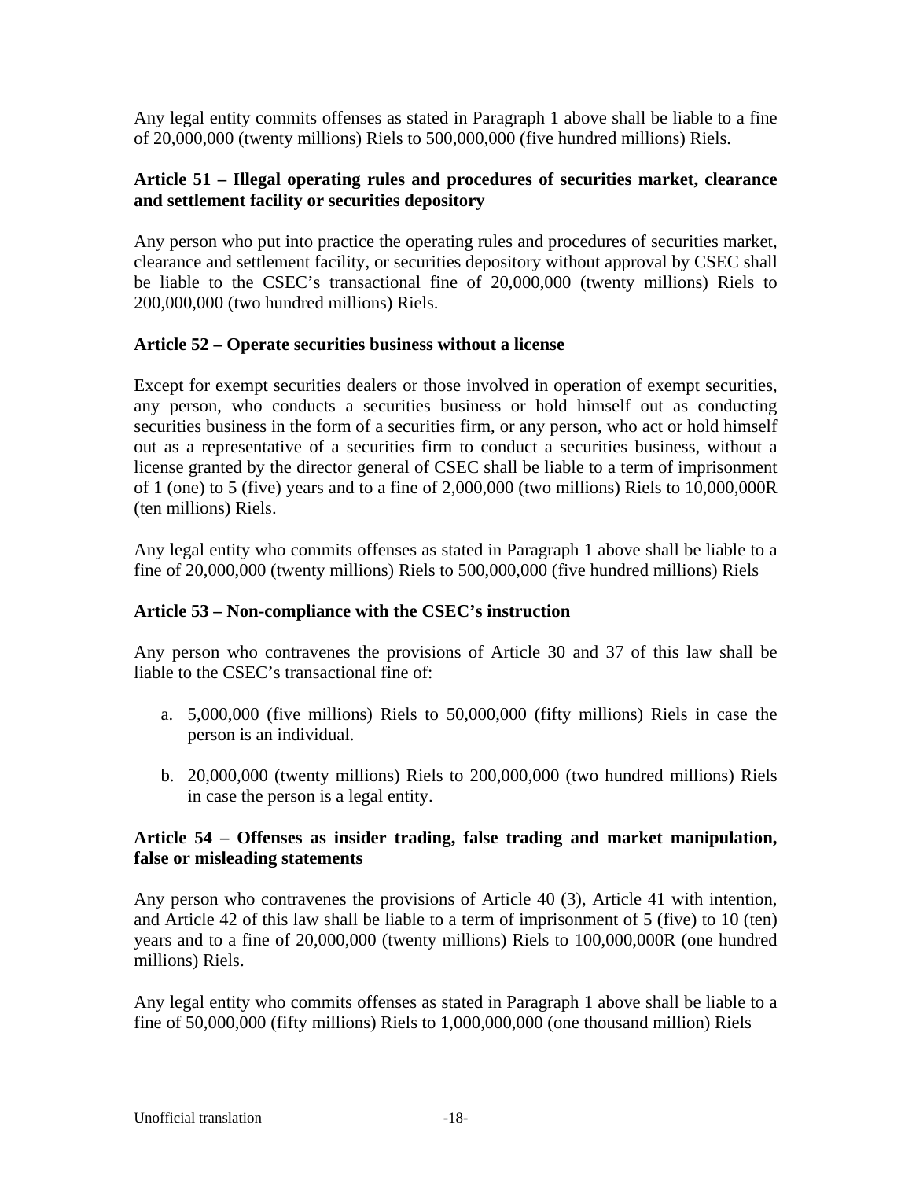Any legal entity commits offenses as stated in Paragraph 1 above shall be liable to a fine of 20,000,000 (twenty millions) Riels to 500,000,000 (five hundred millions) Riels.

### Article 51 – Illegal operating rules and procedures of securities market, clearance and settlement facility or securities depository

Any person who put into practice the operating rules and procedures of securities market, clearance and settlement facility, or securities depository without approval by CSEC shall be liable to the CSEC's transactional fine of 20,000,000 (twenty millions) Riels to 200,000,000 (two hundred millions) Riels.

### Article 52 – Operate securities business without a license

Except for exempt securities dealers or those involved in operation of exempt securities, any person, who conducts a securities business or hold himself out as conducting securities business in the form of a securities firm, or any person, who act or hold himself out as a representative of a securities firm to conduct a securities business, without a license granted by the director general of CSEC shall be liable to a term of imprisonment of 1 (one) to 5 (five) years and to a fine of 2,000,000 (two millions) Riels to 10,000,000R (ten millions) Riels.

Any legal entity who commits offenses as stated in Paragraph 1 above shall be liable to a fine of 20,000,000 (twenty millions) Riels to 500,000,000 (five hundred millions) Riels

### Article 53 – Non-compliance with the CSEC's instruction

Any person who contravenes the provisions of Article 30 and 37 of this law shall be liable to the CSEC's transactional fine of:

a. 5,000,000 (five millions) Riels to 50,000,000 (fifty millions) Riels in case the person is an individual.

b. 20,000,000 (twenty millions) Riels to 200,000,000 (two hundred millions) Riels in case the person is a legal entity.

### Article 54 – Offenses as insider trading, false trading and market manipulation, false or misleading statements

Any person who contravenes the provisions of Article 40 (3), Article 41 with intention, and Article 42 of this law shall be liable to a term of imprisonment of 5 (five) to 10 (ten) years and to a fine of 20,000,000 (twenty millions) Riels to 100,000,000R (one hundred millions) Riels.

Any legal entity who commits offenses as stated in Paragraph 1 above shall be liable to a fine of 50,000,000 (fifty millions) Riels to 1,000,000,000 (one thousand million) Riels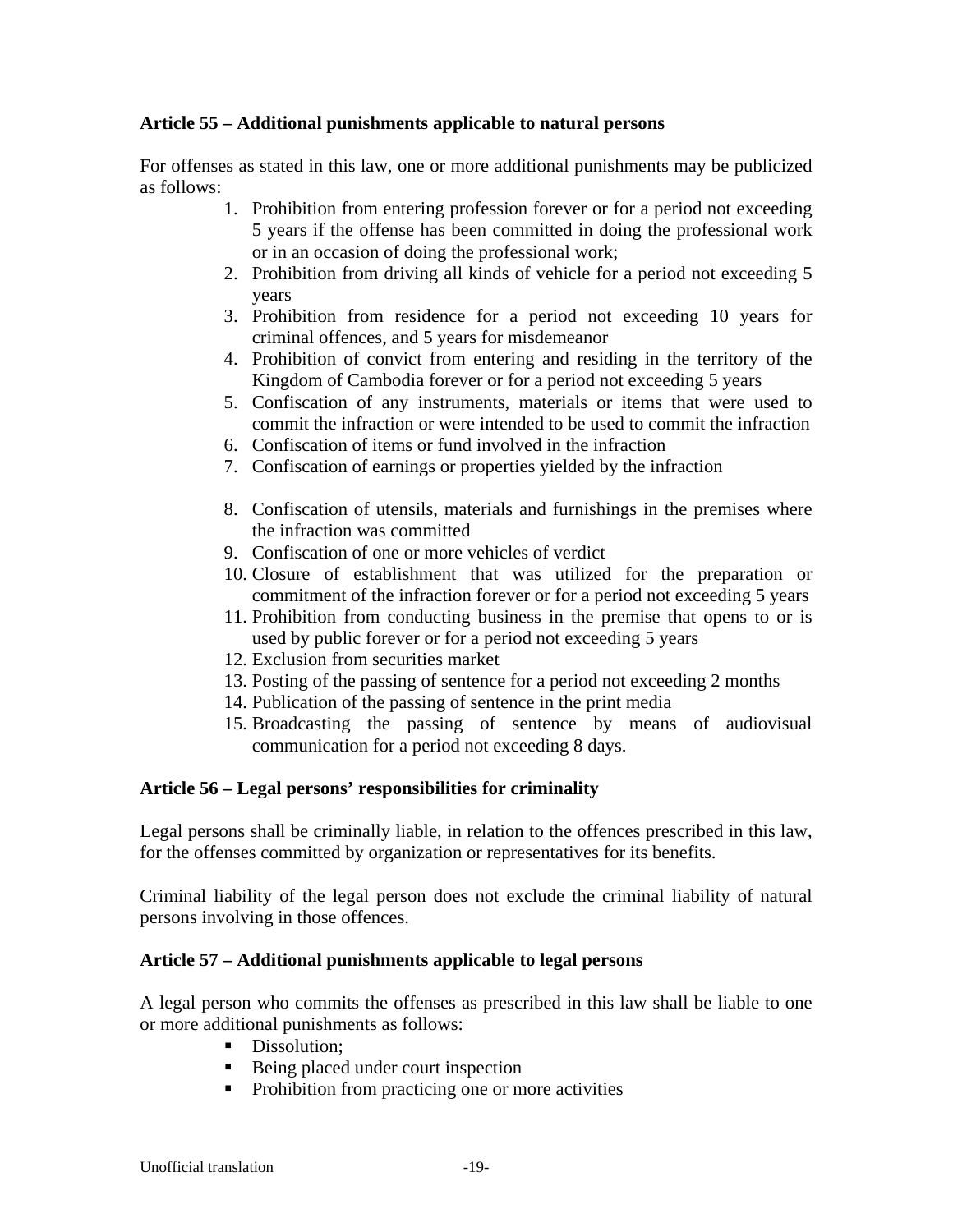**Article 55 – Additional punishments applicable to natural persons**

For offenses as stated in this law, one or more additional punishments may be publicized as follows:

1. Prohibition from entering profession forever or for a period not exceeding 5 years if the offense has been committed in doing the professional work or in an occasion of doing the professional work;
2. Prohibition from driving all kinds of vehicle for a period not exceeding 5 years
3. Prohibition from residence for a period not exceeding 10 years for criminal offences, and 5 years for misdemeanor
4. Prohibition of convict from entering and residing in the territory of the Kingdom of Cambodia forever or for a period not exceeding 5 years
5. Confiscation of any instruments, materials or items that were used to commit the infraction or were intended to be used to commit the infraction
6. Confiscation of items or fund involved in the infraction
7. Confiscation of earnings or properties yielded by the infraction
8. Confiscation of utensils, materials and furnishings in the premises where the infraction was committed
9. Confiscation of one or more vehicles of verdict
10. Closure of establishment that was utilized for the preparation or commitment of the infraction forever or for a period not exceeding 5 years
11. Prohibition from conducting business in the premise that opens to or is used by public forever or for a period not exceeding 5 years
12. Exclusion from securities market
13. Posting of the passing of sentence for a period not exceeding 2 months
14. Publication of the passing of sentence in the print media
15. Broadcasting the passing of sentence by means of audiovisual communication for a period not exceeding 8 days.

**Article 56 – Legal persons' responsibilities for criminality**

Legal persons shall be criminally liable, in relation to the offences prescribed in this law, for the offenses committed by organization or representatives for its benefits.

Criminal liability of the legal person does not exclude the criminal liability of natural persons involving in those offences.

**Article 57 – Additional punishments applicable to legal persons**

A legal person who commits the offenses as prescribed in this law shall be liable to one or more additional punishments as follows:

- Dissolution;
- Being placed under court inspection
- Prohibition from practicing one or more activities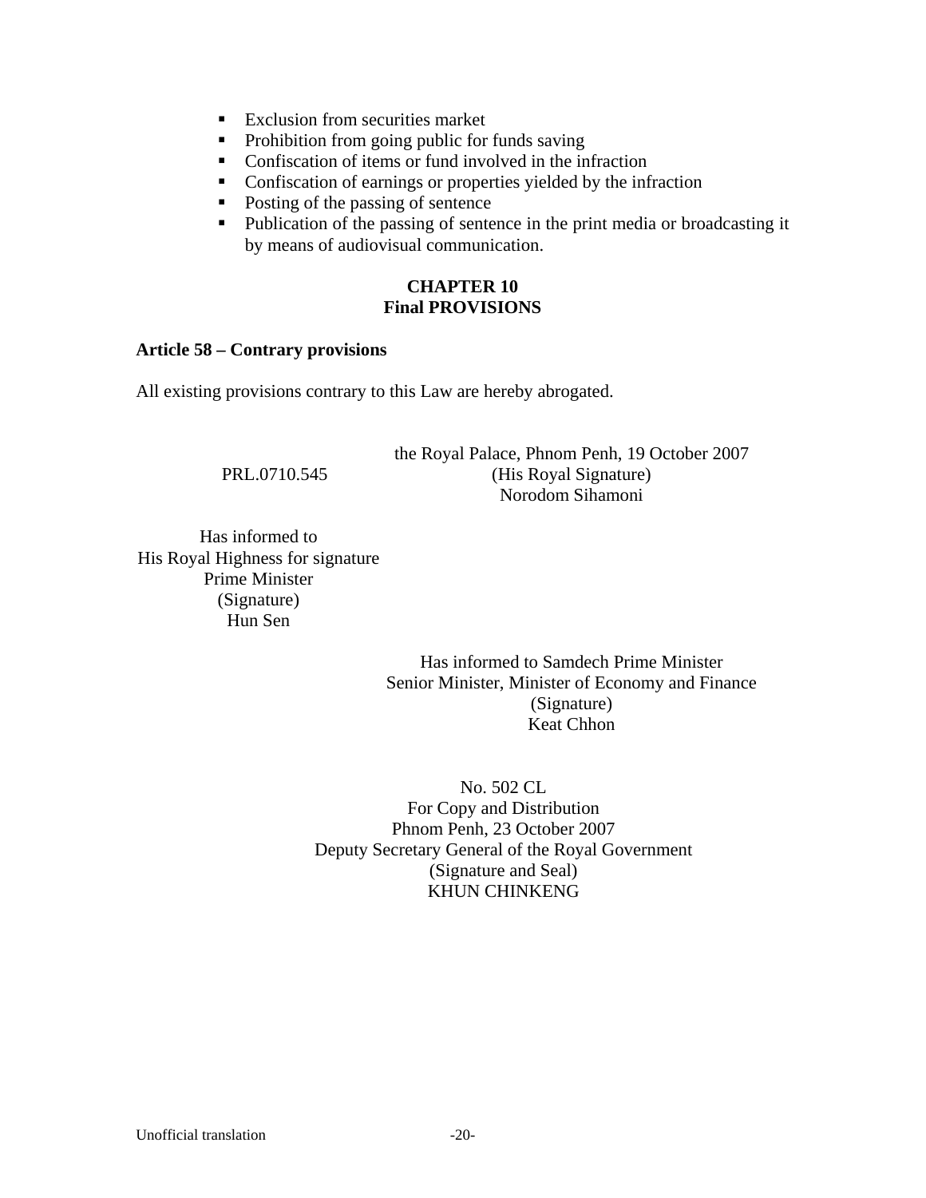- Exclusion from securities market
- Prohibition from going public for funds saving
- Confiscation of items or fund involved in the infraction
- Confiscation of earnings or properties yielded by the infraction
- Posting of the passing of sentence
- Publication of the passing of sentence in the print media or broadcasting it by means of audiovisual communication.

## CHAPTER 10
## Final PROVISIONS

### Article 58 – Contrary provisions

All existing provisions contrary to this Law are hereby abrogated.

the Royal Palace, Phnom Penh, 19 October 2007

PRL.0710.545

(His Royal Signature)
Norodom Sihamoni

Has informed to
His Royal Highness for signature
Prime Minister
(Signature)
Hun Sen

Has informed to Samdech Prime Minister
Senior Minister, Minister of Economy and Finance
(Signature)
Keat Chhon

No. 502 CL
For Copy and Distribution
Phnom Penh, 23 October 2007
Deputy Secretary General of the Royal Government
(Signature and Seal)
KHUN CHINKENG

Unofficial translation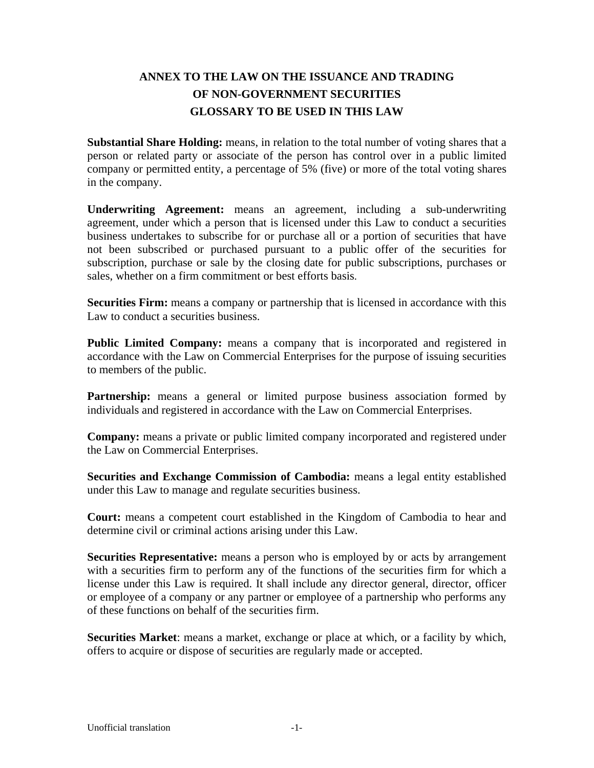# ANNEX TO THE LAW ON THE ISSUANCE AND TRADING OF NON-GOVERNMENT SECURITIES GLOSSARY TO BE USED IN THIS LAW

**Substantial Share Holding:** means, in relation to the total number of voting shares that a person or related party or associate of the person has control over in a public limited company or permitted entity, a percentage of 5% (five) or more of the total voting shares in the company.

**Underwriting Agreement:** means an agreement, including a sub-underwriting agreement, under which a person that is licensed under this Law to conduct a securities business undertakes to subscribe for or purchase all or a portion of securities that have not been subscribed or purchased pursuant to a public offer of the securities for subscription, purchase or sale by the closing date for public subscriptions, purchases or sales, whether on a firm commitment or best efforts basis.

**Securities Firm:** means a company or partnership that is licensed in accordance with this Law to conduct a securities business.

**Public Limited Company:** means a company that is incorporated and registered in accordance with the Law on Commercial Enterprises for the purpose of issuing securities to members of the public.

**Partnership:** means a general or limited purpose business association formed by individuals and registered in accordance with the Law on Commercial Enterprises.

**Company:** means a private or public limited company incorporated and registered under the Law on Commercial Enterprises.

**Securities and Exchange Commission of Cambodia:** means a legal entity established under this Law to manage and regulate securities business.

**Court:** means a competent court established in the Kingdom of Cambodia to hear and determine civil or criminal actions arising under this Law.

**Securities Representative:** means a person who is employed by or acts by arrangement with a securities firm to perform any of the functions of the securities firm for which a license under this Law is required. It shall include any director general, director, officer or employee of a company or any partner or employee of a partnership who performs any of these functions on behalf of the securities firm.

**Securities Market**: means a market, exchange or place at which, or a facility by which, offers to acquire or dispose of securities are regularly made or accepted.

Unofficial translation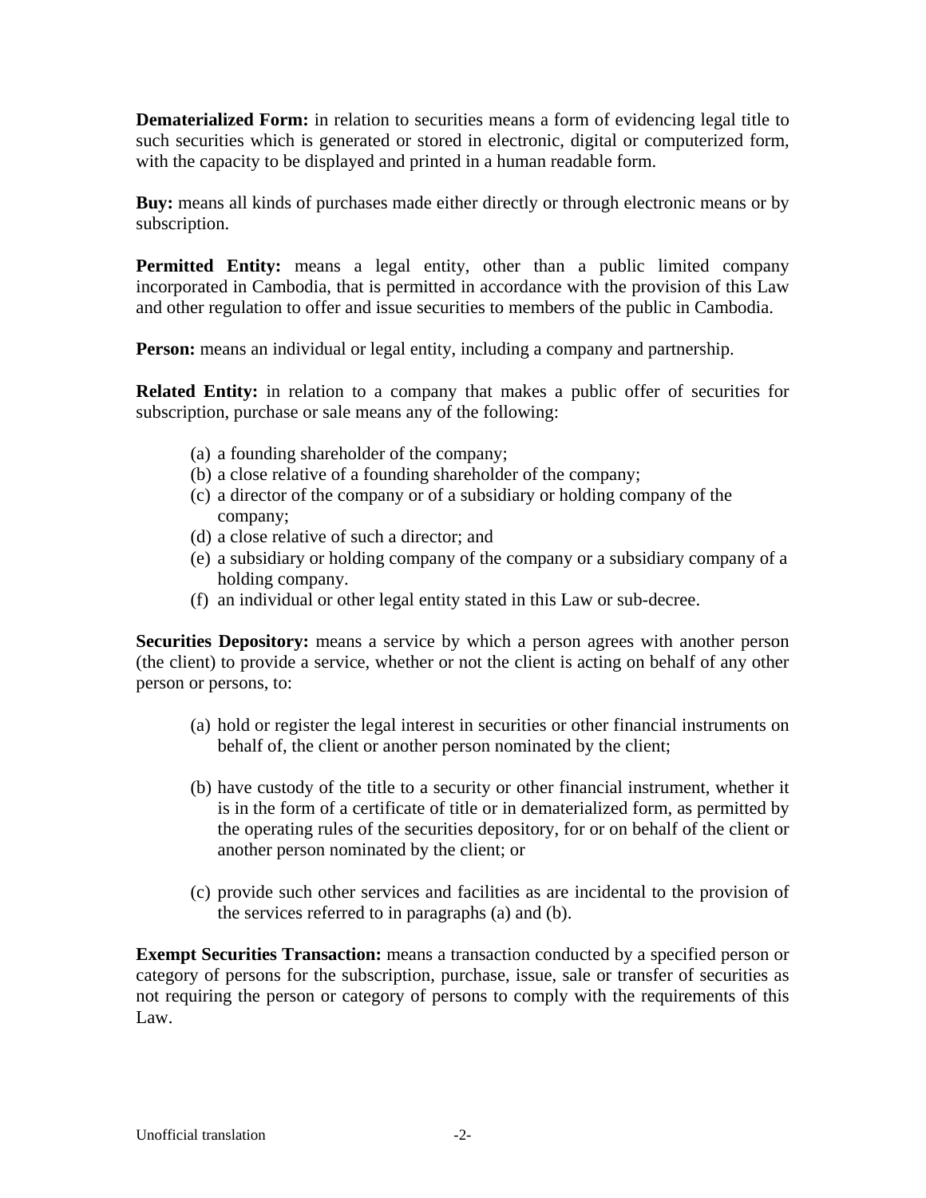**Dematerialized Form:** in relation to securities means a form of evidencing legal title to such securities which is generated or stored in electronic, digital or computerized form, with the capacity to be displayed and printed in a human readable form.

**Buy:** means all kinds of purchases made either directly or through electronic means or by subscription.

**Permitted Entity:** means a legal entity, other than a public limited company incorporated in Cambodia, that is permitted in accordance with the provision of this Law and other regulation to offer and issue securities to members of the public in Cambodia.

**Person:** means an individual or legal entity, including a company and partnership.

**Related Entity:** in relation to a company that makes a public offer of securities for subscription, purchase or sale means any of the following:

(a) a founding shareholder of the company;
(b) a close relative of a founding shareholder of the company;
(c) a director of the company or of a subsidiary or holding company of the company;
(d) a close relative of such a director; and
(e) a subsidiary or holding company of the company or a subsidiary company of a holding company.
(f) an individual or other legal entity stated in this Law or sub-decree.

**Securities Depository:** means a service by which a person agrees with another person (the client) to provide a service, whether or not the client is acting on behalf of any other person or persons, to:

(a) hold or register the legal interest in securities or other financial instruments on behalf of, the client or another person nominated by the client;

(b) have custody of the title to a security or other financial instrument, whether it is in the form of a certificate of title or in dematerialized form, as permitted by the operating rules of the securities depository, for or on behalf of the client or another person nominated by the client; or

(c) provide such other services and facilities as are incidental to the provision of the services referred to in paragraphs (a) and (b).

**Exempt Securities Transaction:** means a transaction conducted by a specified person or category of persons for the subscription, purchase, issue, sale or transfer of securities as not requiring the person or category of persons to comply with the requirements of this Law.

Unofficial translation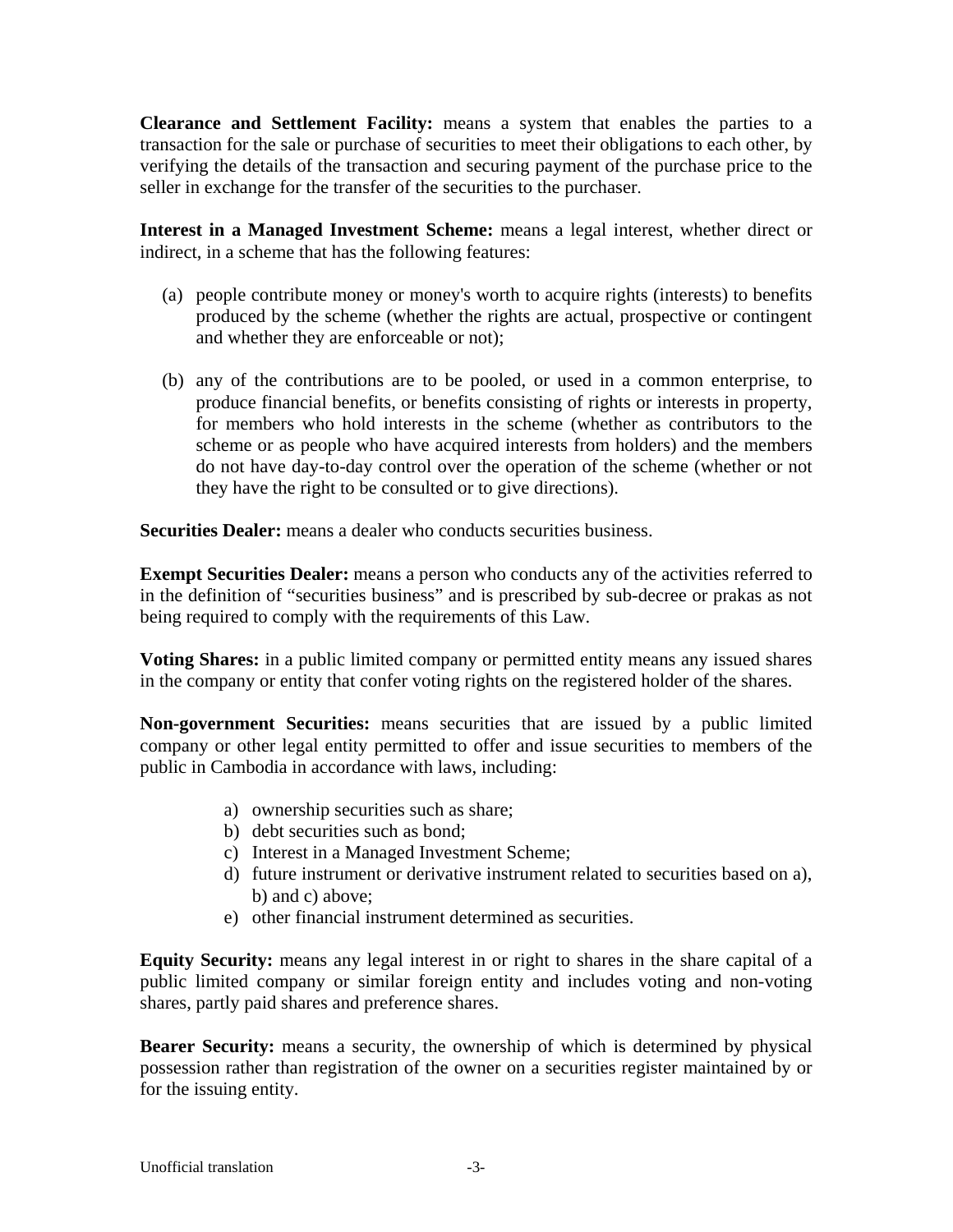**Clearance and Settlement Facility:** means a system that enables the parties to a transaction for the sale or purchase of securities to meet their obligations to each other, by verifying the details of the transaction and securing payment of the purchase price to the seller in exchange for the transfer of the securities to the purchaser.

**Interest in a Managed Investment Scheme:** means a legal interest, whether direct or indirect, in a scheme that has the following features:

(a) people contribute money or money's worth to acquire rights (interests) to benefits produced by the scheme (whether the rights are actual, prospective or contingent and whether they are enforceable or not);

(b) any of the contributions are to be pooled, or used in a common enterprise, to produce financial benefits, or benefits consisting of rights or interests in property, for members who hold interests in the scheme (whether as contributors to the scheme or as people who have acquired interests from holders) and the members do not have day-to-day control over the operation of the scheme (whether or not they have the right to be consulted or to give directions).

**Securities Dealer:** means a dealer who conducts securities business.

**Exempt Securities Dealer:** means a person who conducts any of the activities referred to in the definition of "securities business" and is prescribed by sub-decree or prakas as not being required to comply with the requirements of this Law.

**Voting Shares:** in a public limited company or permitted entity means any issued shares in the company or entity that confer voting rights on the registered holder of the shares.

**Non-government Securities:** means securities that are issued by a public limited company or other legal entity permitted to offer and issue securities to members of the public in Cambodia in accordance with laws, including:

a) ownership securities such as share;
b) debt securities such as bond;
c) Interest in a Managed Investment Scheme;
d) future instrument or derivative instrument related to securities based on a), b) and c) above;
e) other financial instrument determined as securities.

**Equity Security:** means any legal interest in or right to shares in the share capital of a public limited company or similar foreign entity and includes voting and non-voting shares, partly paid shares and preference shares.

**Bearer Security:** means a security, the ownership of which is determined by physical possession rather than registration of the owner on a securities register maintained by or for the issuing entity.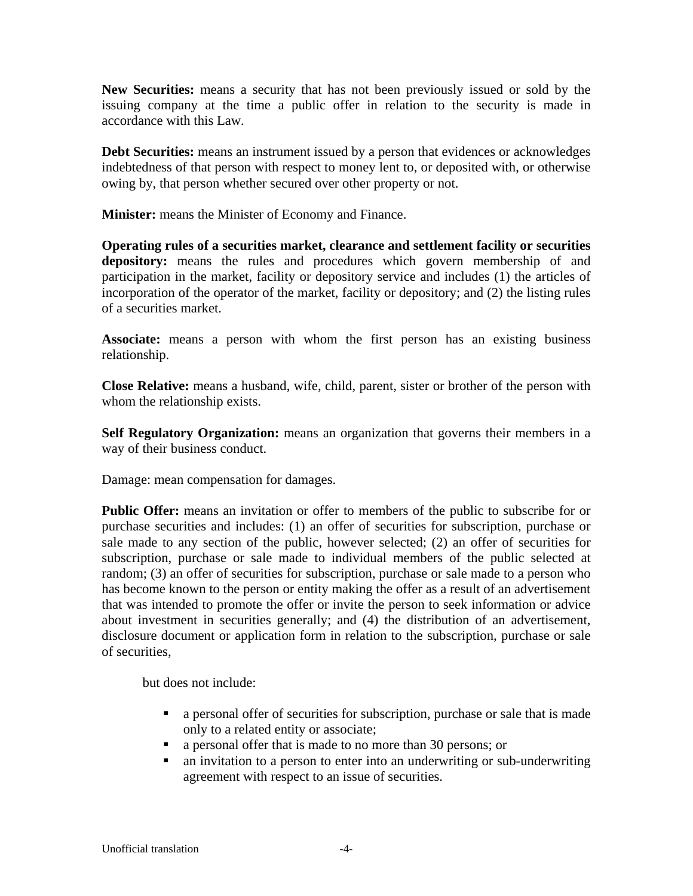**New Securities:** means a security that has not been previously issued or sold by the issuing company at the time a public offer in relation to the security is made in accordance with this Law.

**Debt Securities:** means an instrument issued by a person that evidences or acknowledges indebtedness of that person with respect to money lent to, or deposited with, or otherwise owing by, that person whether secured over other property or not.

**Minister:** means the Minister of Economy and Finance.

**Operating rules of a securities market, clearance and settlement facility or securities depository:** means the rules and procedures which govern membership of and participation in the market, facility or depository service and includes (1) the articles of incorporation of the operator of the market, facility or depository; and (2) the listing rules of a securities market.

**Associate:** means a person with whom the first person has an existing business relationship.

**Close Relative:** means a husband, wife, child, parent, sister or brother of the person with whom the relationship exists.

**Self Regulatory Organization:** means an organization that governs their members in a way of their business conduct.

Damage: mean compensation for damages.

**Public Offer:** means an invitation or offer to members of the public to subscribe for or purchase securities and includes: (1) an offer of securities for subscription, purchase or sale made to any section of the public, however selected; (2) an offer of securities for subscription, purchase or sale made to individual members of the public selected at random; (3) an offer of securities for subscription, purchase or sale made to a person who has become known to the person or entity making the offer as a result of an advertisement that was intended to promote the offer or invite the person to seek information or advice about investment in securities generally; and (4) the distribution of an advertisement, disclosure document or application form in relation to the subscription, purchase or sale of securities,

but does not include:

- a personal offer of securities for subscription, purchase or sale that is made only to a related entity or associate;
- a personal offer that is made to no more than 30 persons; or
- an invitation to a person to enter into an underwriting or sub-underwriting agreement with respect to an issue of securities.

Unofficial translation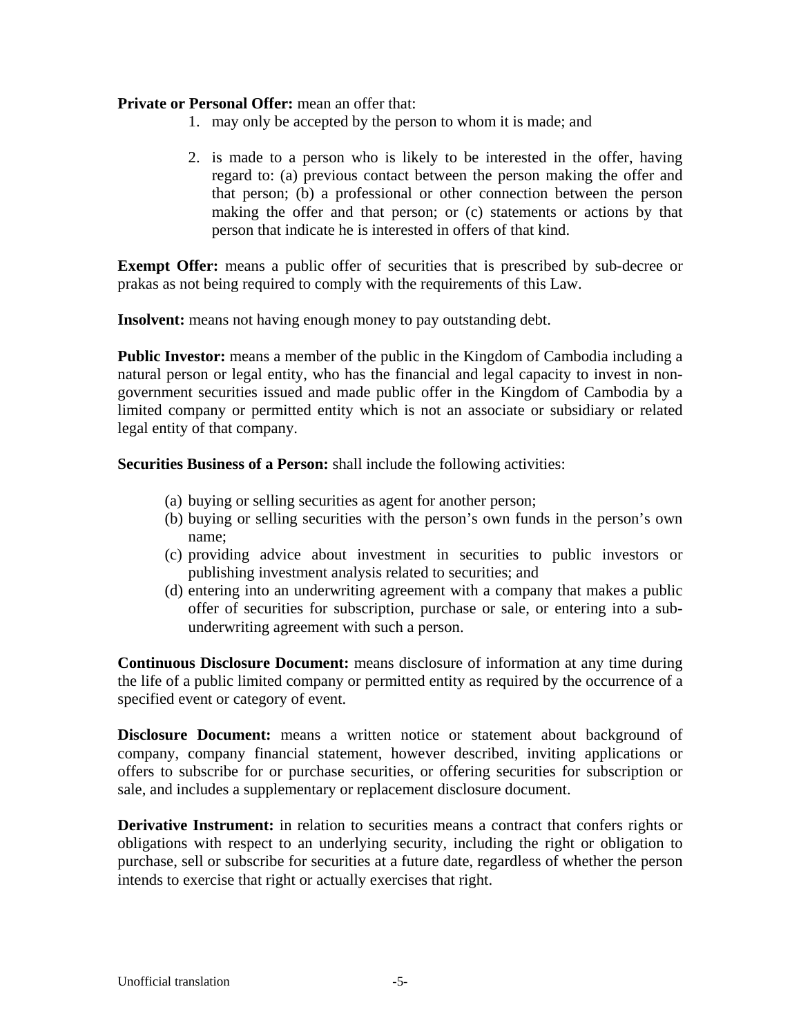**Private or Personal Offer:** mean an offer that:

1. may only be accepted by the person to whom it is made; and

2. is made to a person who is likely to be interested in the offer, having regard to: (a) previous contact between the person making the offer and that person; (b) a professional or other connection between the person making the offer and that person; or (c) statements or actions by that person that indicate he is interested in offers of that kind.

**Exempt Offer:** means a public offer of securities that is prescribed by sub-decree or prakas as not being required to comply with the requirements of this Law.

**Insolvent:** means not having enough money to pay outstanding debt.

**Public Investor:** means a member of the public in the Kingdom of Cambodia including a natural person or legal entity, who has the financial and legal capacity to invest in non-government securities issued and made public offer in the Kingdom of Cambodia by a limited company or permitted entity which is not an associate or subsidiary or related legal entity of that company.

**Securities Business of a Person:** shall include the following activities:

(a) buying or selling securities as agent for another person;
(b) buying or selling securities with the person's own funds in the person's own name;
(c) providing advice about investment in securities to public investors or publishing investment analysis related to securities; and
(d) entering into an underwriting agreement with a company that makes a public offer of securities for subscription, purchase or sale, or entering into a sub-underwriting agreement with such a person.

**Continuous Disclosure Document:** means disclosure of information at any time during the life of a public limited company or permitted entity as required by the occurrence of a specified event or category of event.

**Disclosure Document:** means a written notice or statement about background of company, company financial statement, however described, inviting applications or offers to subscribe for or purchase securities, or offering securities for subscription or sale, and includes a supplementary or replacement disclosure document.

**Derivative Instrument:** in relation to securities means a contract that confers rights or obligations with respect to an underlying security, including the right or obligation to purchase, sell or subscribe for securities at a future date, regardless of whether the person intends to exercise that right or actually exercises that right.